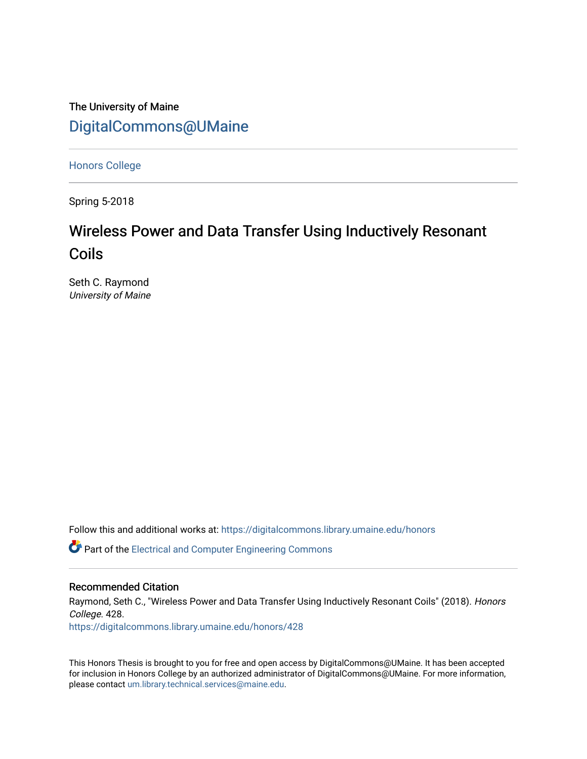The University of Maine

[DigitalCommons@UMaine](https://digitalcommons.library.umaine.edu/)

---

Honors College

---

Spring 5-2018

# Wireless Power and Data Transfer Using Inductively Resonant Coils

Seth C. Raymond
*University of Maine*

Follow this and additional works at: https://digitalcommons.library.umaine.edu/honors

Part of the Electrical and Computer Engineering Commons

---

## Recommended Citation

Raymond, Seth C., "Wireless Power and Data Transfer Using Inductively Resonant Coils" (2018). *Honors College*. 428.
https://digitalcommons.library.umaine.edu/honors/428

---

This Honors Thesis is brought to you for free and open access by DigitalCommons@UMaine. It has been accepted for inclusion in Honors College by an authorized administrator of DigitalCommons@UMaine. For more information, please contact um.library.technical.services@maine.edu.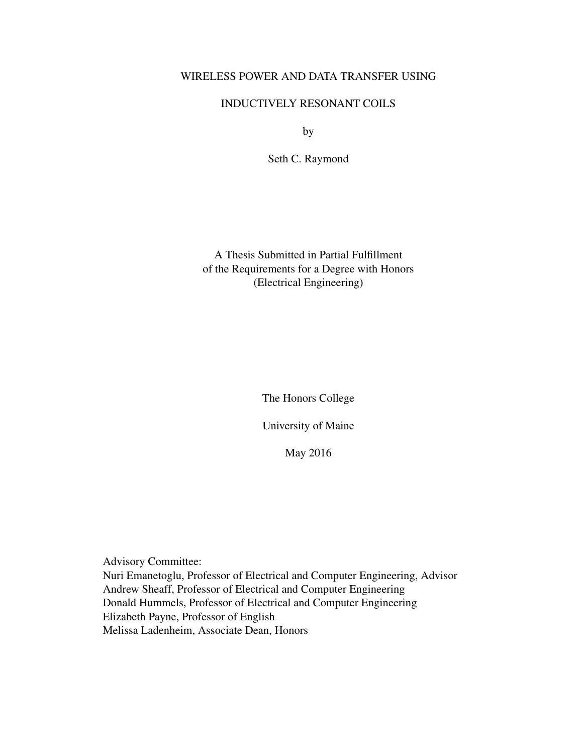# WIRELESS POWER AND DATA TRANSFER USING INDUCTIVELY RESONANT COILS

by

Seth C. Raymond

A Thesis Submitted in Partial Fulfillment
of the Requirements for a Degree with Honors
(Electrical Engineering)

The Honors College

University of Maine

May 2016

Advisory Committee:
Nuri Emanetoglu, Professor of Electrical and Computer Engineering, Advisor
Andrew Sheaff, Professor of Electrical and Computer Engineering
Donald Hummels, Professor of Electrical and Computer Engineering
Elizabeth Payne, Professor of English
Melissa Ladenheim, Associate Dean, Honors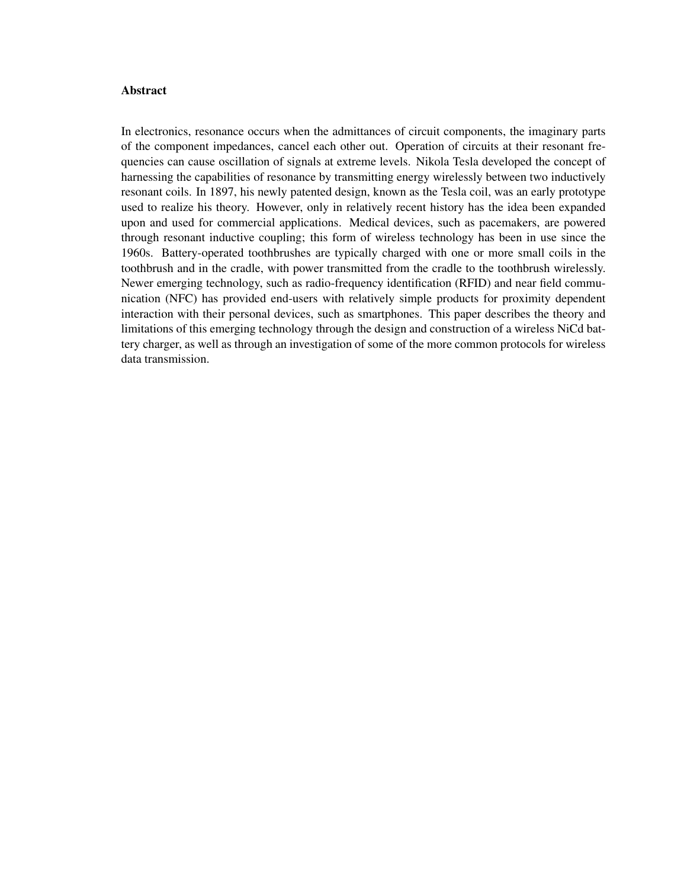### Abstract

In electronics, resonance occurs when the admittances of circuit components, the imaginary parts of the component impedances, cancel each other out. Operation of circuits at their resonant frequencies can cause oscillation of signals at extreme levels. Nikola Tesla developed the concept of harnessing the capabilities of resonance by transmitting energy wirelessly between two inductively resonant coils. In 1897, his newly patented design, known as the Tesla coil, was an early prototype used to realize his theory. However, only in relatively recent history has the idea been expanded upon and used for commercial applications. Medical devices, such as pacemakers, are powered through resonant inductive coupling; this form of wireless technology has been in use since the 1960s. Battery-operated toothbrushes are typically charged with one or more small coils in the toothbrush and in the cradle, with power transmitted from the cradle to the toothbrush wirelessly. Newer emerging technology, such as radio-frequency identification (RFID) and near field communication (NFC) has provided end-users with relatively simple products for proximity dependent interaction with their personal devices, such as smartphones. This paper describes the theory and limitations of this emerging technology through the design and construction of a wireless NiCd battery charger, as well as through an investigation of some of the more common protocols for wireless data transmission.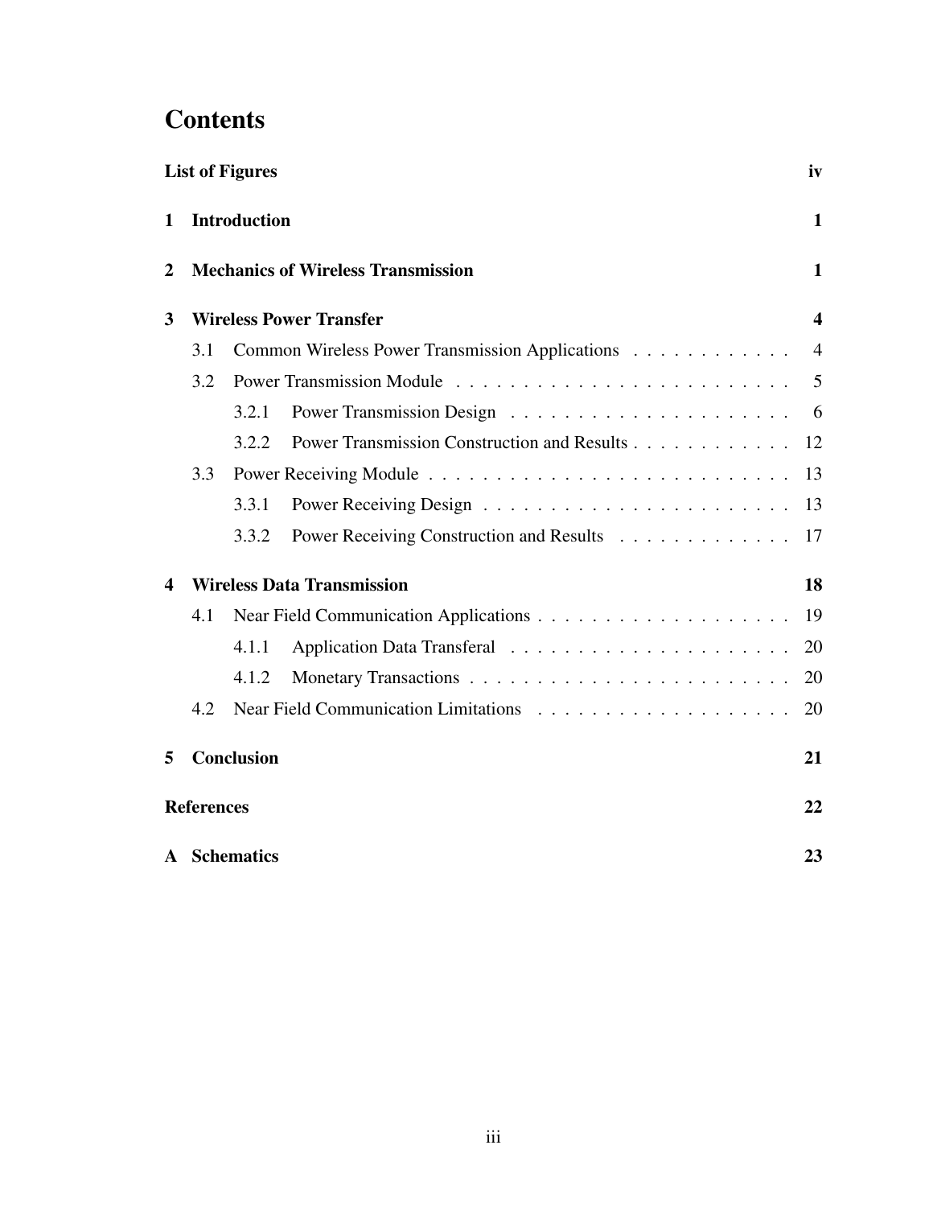# Contents

**List of Figures** iv

**1 Introduction** 1

**2 Mechanics of Wireless Transmission** 1

**3 Wireless Power Transfer** 4

- 3.1 Common Wireless Power Transmission Applications . . . . . . . . . . . . 4
- 3.2 Power Transmission Module . . . . . . . . . . . . . . . . . . . . . . . . . 5
  - 3.2.1 Power Transmission Design . . . . . . . . . . . . . . . . . . . . . 6
  - 3.2.2 Power Transmission Construction and Results . . . . . . . . . . . . 12
- 3.3 Power Receiving Module . . . . . . . . . . . . . . . . . . . . . . . . . . . 13
  - 3.3.1 Power Receiving Design . . . . . . . . . . . . . . . . . . . . . . . 13
  - 3.3.2 Power Receiving Construction and Results . . . . . . . . . . . . . 17

**4 Wireless Data Transmission** 18

- 4.1 Near Field Communication Applications . . . . . . . . . . . . . . . . . . . 19
  - 4.1.1 Application Data Transferal . . . . . . . . . . . . . . . . . . . . . 20
  - 4.1.2 Monetary Transactions . . . . . . . . . . . . . . . . . . . . . . . . 20
- 4.2 Near Field Communication Limitations . . . . . . . . . . . . . . . . . . . 20

**5 Conclusion** 21

**References** 22

**A Schematics** 23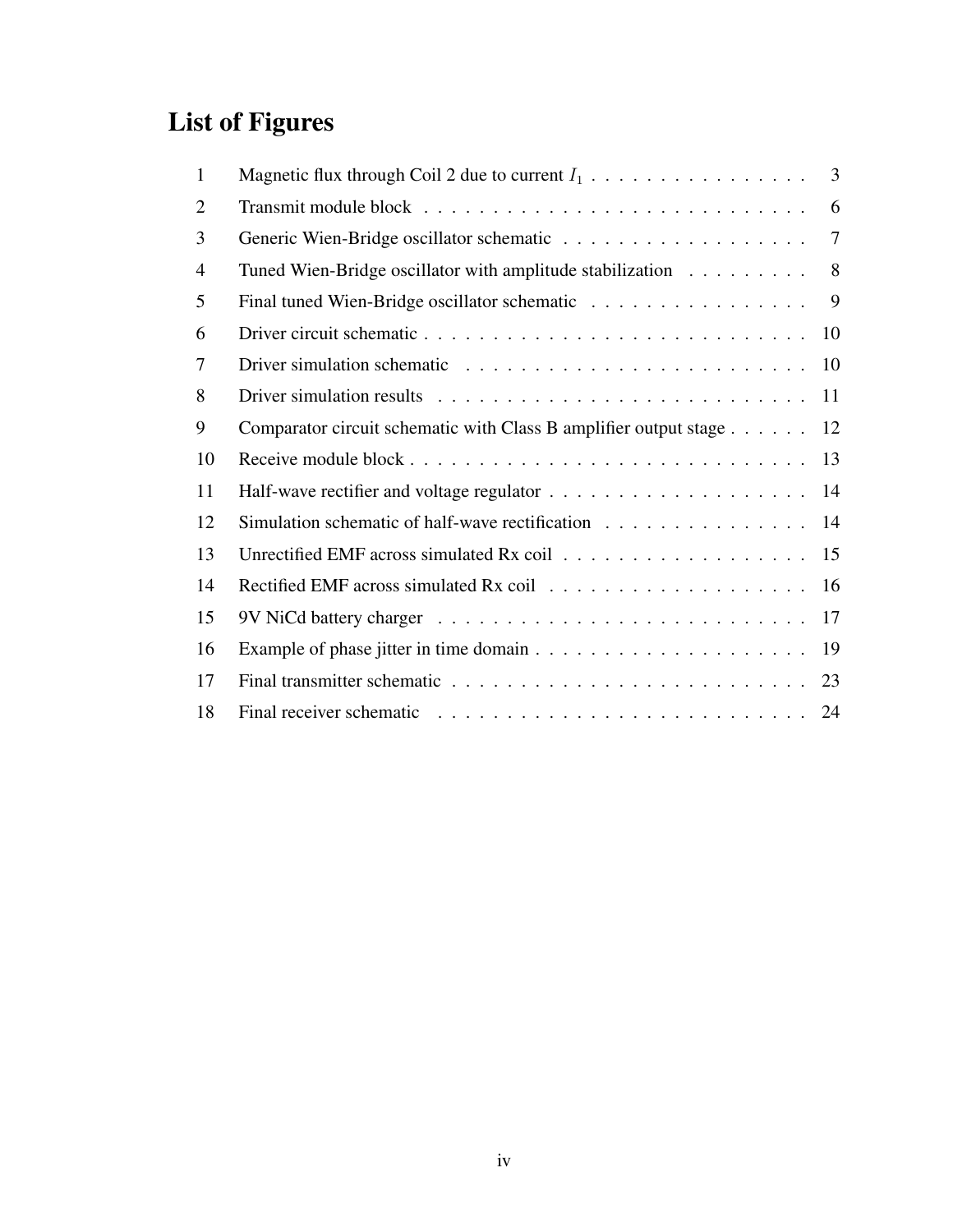# List of Figures

| | | |
|---|---|---|
| 1 | Magnetic flux through Coil 2 due to current $I_1$ | 3 |
| 2 | Transmit module block | 6 |
| 3 | Generic Wien-Bridge oscillator schematic | 7 |
| 4 | Tuned Wien-Bridge oscillator with amplitude stabilization | 8 |
| 5 | Final tuned Wien-Bridge oscillator schematic | 9 |
| 6 | Driver circuit schematic | 10 |
| 7 | Driver simulation schematic | 10 |
| 8 | Driver simulation results | 11 |
| 9 | Comparator circuit schematic with Class B amplifier output stage | 12 |
| 10 | Receive module block | 13 |
| 11 | Half-wave rectifier and voltage regulator | 14 |
| 12 | Simulation schematic of half-wave rectification | 14 |
| 13 | Unrectified EMF across simulated Rx coil | 15 |
| 14 | Rectified EMF across simulated Rx coil | 16 |
| 15 | 9V NiCd battery charger | 17 |
| 16 | Example of phase jitter in time domain | 19 |
| 17 | Final transmitter schematic | 23 |
| 18 | Final receiver schematic | 24 |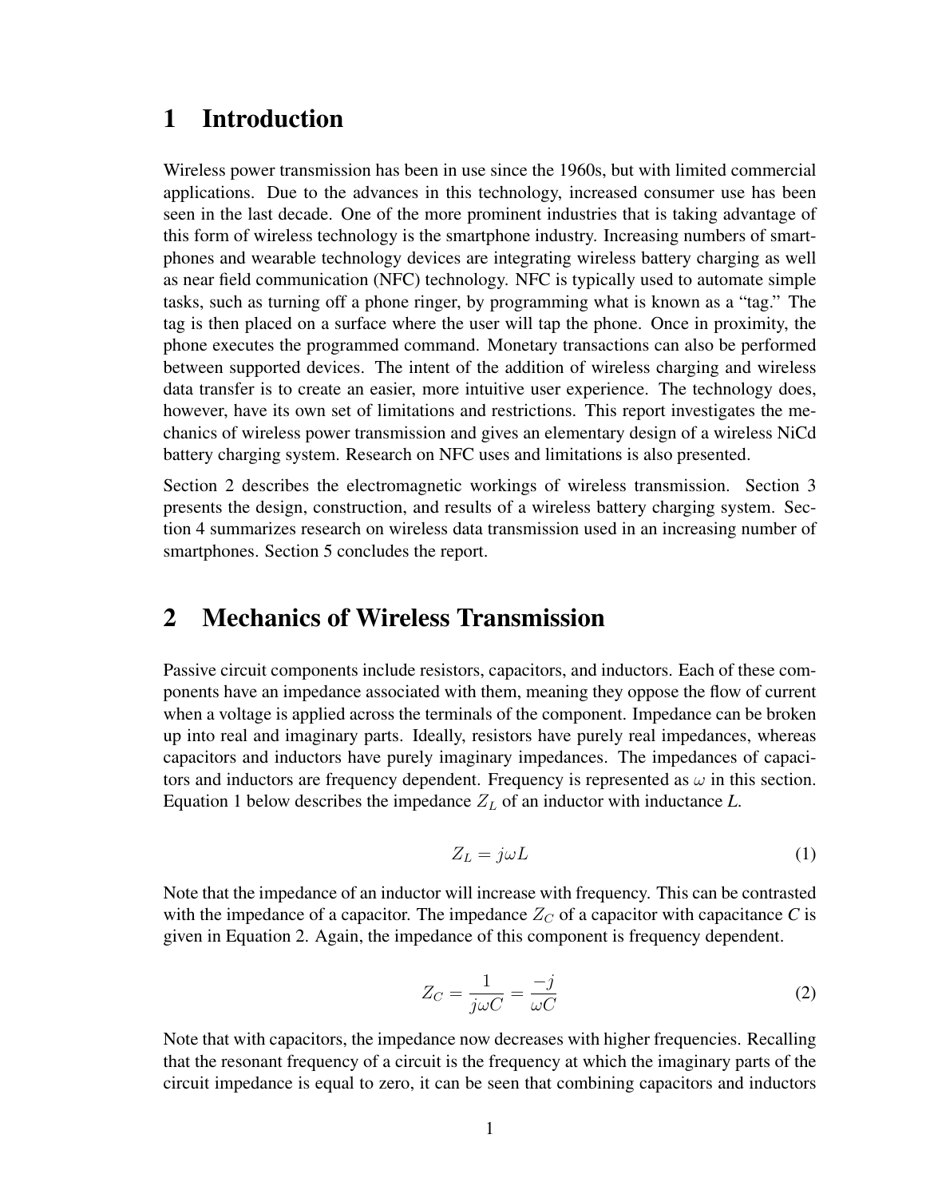# 1 Introduction

Wireless power transmission has been in use since the 1960s, but with limited commercial applications. Due to the advances in this technology, increased consumer use has been seen in the last decade. One of the more prominent industries that is taking advantage of this form of wireless technology is the smartphone industry. Increasing numbers of smartphones and wearable technology devices are integrating wireless battery charging as well as near field communication (NFC) technology. NFC is typically used to automate simple tasks, such as turning off a phone ringer, by programming what is known as a "tag." The tag is then placed on a surface where the user will tap the phone. Once in proximity, the phone executes the programmed command. Monetary transactions can also be performed between supported devices. The intent of the addition of wireless charging and wireless data transfer is to create an easier, more intuitive user experience. The technology does, however, have its own set of limitations and restrictions. This report investigates the mechanics of wireless power transmission and gives an elementary design of a wireless NiCd battery charging system. Research on NFC uses and limitations is also presented.

Section 2 describes the electromagnetic workings of wireless transmission. Section 3 presents the design, construction, and results of a wireless battery charging system. Section 4 summarizes research on wireless data transmission used in an increasing number of smartphones. Section 5 concludes the report.

# 2 Mechanics of Wireless Transmission

Passive circuit components include resistors, capacitors, and inductors. Each of these components have an impedance associated with them, meaning they oppose the flow of current when a voltage is applied across the terminals of the component. Impedance can be broken up into real and imaginary parts. Ideally, resistors have purely real impedances, whereas capacitors and inductors have purely imaginary impedances. The impedances of capacitors and inductors are frequency dependent. Frequency is represented as $\omega$ in this section. Equation 1 below describes the impedance $Z_L$ of an inductor with inductance *L*.

$$Z_L = j\omega L \tag{1}$$

Note that the impedance of an inductor will increase with frequency. This can be contrasted with the impedance of a capacitor. The impedance $Z_C$ of a capacitor with capacitance *C* is given in Equation 2. Again, the impedance of this component is frequency dependent.

$$Z_C = \frac{1}{j\omega C} = \frac{-j}{\omega C} \tag{2}$$

Note that with capacitors, the impedance now decreases with higher frequencies. Recalling that the resonant frequency of a circuit is the frequency at which the imaginary parts of the circuit impedance is equal to zero, it can be seen that combining capacitors and inductors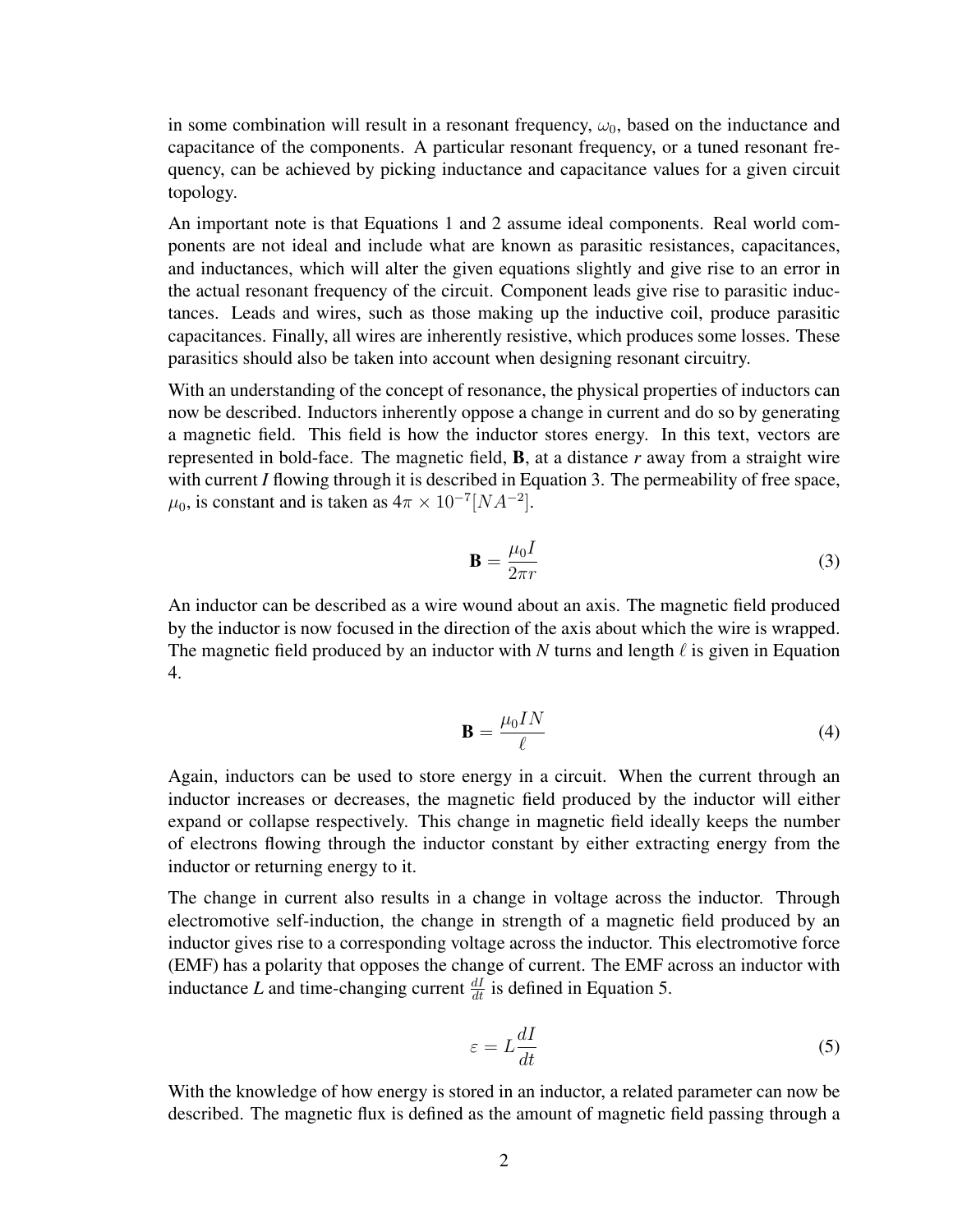in some combination will result in a resonant frequency, $\omega_0$, based on the inductance and capacitance of the components. A particular resonant frequency, or a tuned resonant frequency, can be achieved by picking inductance and capacitance values for a given circuit topology.

An important note is that Equations 1 and 2 assume ideal components. Real world components are not ideal and include what are known as parasitic resistances, capacitances, and inductances, which will alter the given equations slightly and give rise to an error in the actual resonant frequency of the circuit. Component leads give rise to parasitic inductances. Leads and wires, such as those making up the inductive coil, produce parasitic capacitances. Finally, all wires are inherently resistive, which produces some losses. These parasitics should also be taken into account when designing resonant circuitry.

With an understanding of the concept of resonance, the physical properties of inductors can now be described. Inductors inherently oppose a change in current and do so by generating a magnetic field. This field is how the inductor stores energy. In this text, vectors are represented in bold-face. The magnetic field, **B**, at a distance *r* away from a straight wire with current *I* flowing through it is described in Equation 3. The permeability of free space, $\mu_0$, is constant and is taken as $4\pi \times 10^{-7}[NA^{-2}]$.

$$\mathbf{B} = \frac{\mu_0 I}{2\pi r} \tag{3}$$

An inductor can be described as a wire wound about an axis. The magnetic field produced by the inductor is now focused in the direction of the axis about which the wire is wrapped. The magnetic field produced by an inductor with *N* turns and length $\ell$ is given in Equation 4.

$$\mathbf{B} = \frac{\mu_0 I N}{\ell} \tag{4}$$

Again, inductors can be used to store energy in a circuit. When the current through an inductor increases or decreases, the magnetic field produced by the inductor will either expand or collapse respectively. This change in magnetic field ideally keeps the number of electrons flowing through the inductor constant by either extracting energy from the inductor or returning energy to it.

The change in current also results in a change in voltage across the inductor. Through electromotive self-induction, the change in strength of a magnetic field produced by an inductor gives rise to a corresponding voltage across the inductor. This electromotive force (EMF) has a polarity that opposes the change of current. The EMF across an inductor with inductance *L* and time-changing current $\frac{dI}{dt}$ is defined in Equation 5.

$$\varepsilon = L\frac{dI}{dt} \tag{5}$$

With the knowledge of how energy is stored in an inductor, a related parameter can now be described. The magnetic flux is defined as the amount of magnetic field passing through a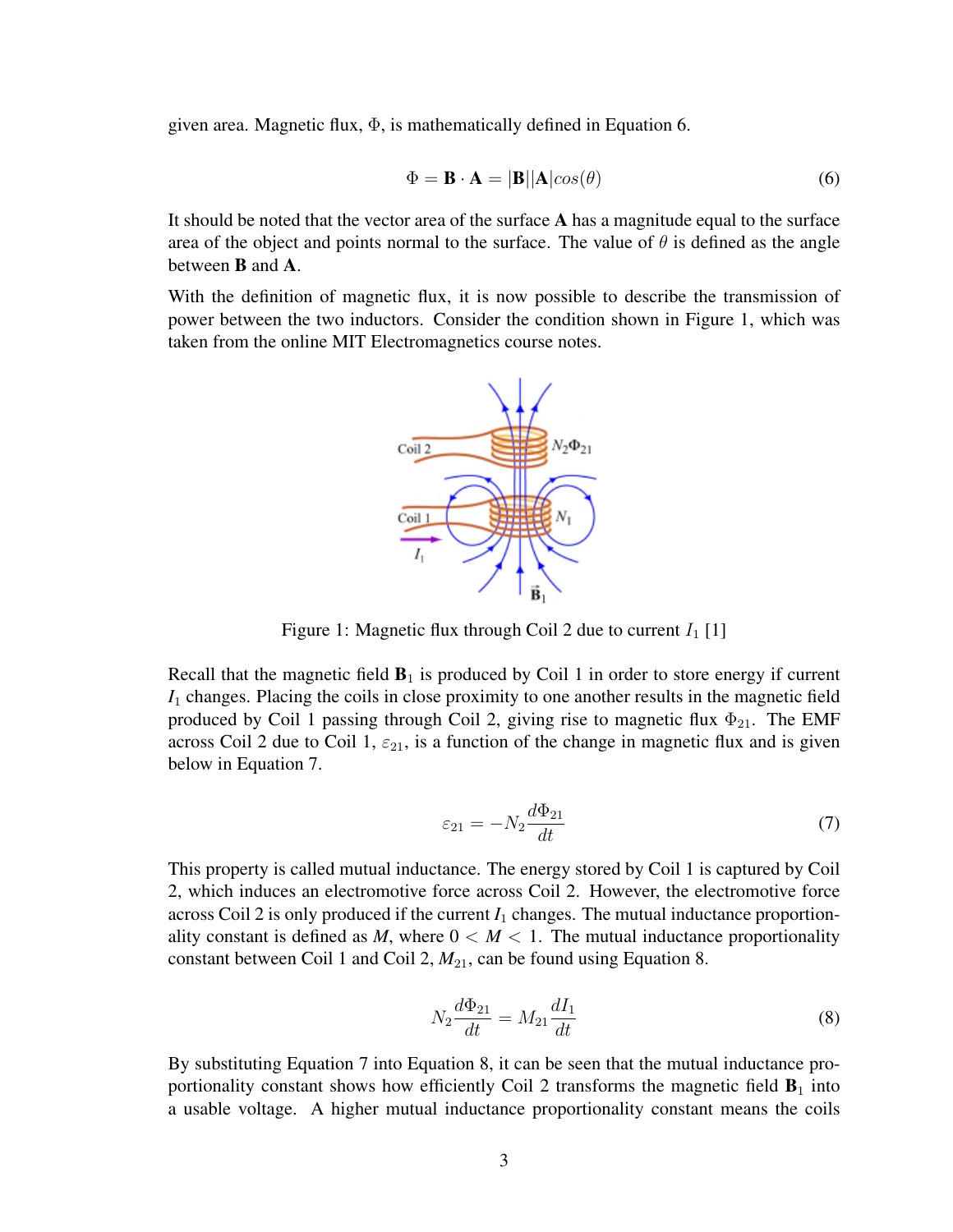given area. Magnetic flux, $\Phi$, is mathematically defined in Equation 6.

$$\Phi = \mathbf{B} \cdot \mathbf{A} = |\mathbf{B}||\mathbf{A}|cos(\theta) \tag{6}$$

It should be noted that the vector area of the surface $\mathbf{A}$ has a magnitude equal to the surface area of the object and points normal to the surface. The value of $\theta$ is defined as the angle between $\mathbf{B}$ and $\mathbf{A}$.

With the definition of magnetic flux, it is now possible to describe the transmission of power between the two inductors. Consider the condition shown in Figure 1, which was taken from the online MIT Electromagnetics course notes.

Figure 1: Magnetic flux through Coil 2 due to current $I_1$ [1]

Recall that the magnetic field $\mathbf{B}_1$ is produced by Coil 1 in order to store energy if current $I_1$ changes. Placing the coils in close proximity to one another results in the magnetic field produced by Coil 1 passing through Coil 2, giving rise to magnetic flux $\Phi_{21}$. The EMF across Coil 2 due to Coil 1, $\varepsilon_{21}$, is a function of the change in magnetic flux and is given below in Equation 7.

$$\varepsilon_{21} = -N_2 \frac{d\Phi_{21}}{dt} \tag{7}$$

This property is called mutual inductance. The energy stored by Coil 1 is captured by Coil 2, which induces an electromotive force across Coil 2. However, the electromotive force across Coil 2 is only produced if the current $I_1$ changes. The mutual inductance proportionality constant is defined as $M$, where $0 < M < 1$. The mutual inductance proportionality constant between Coil 1 and Coil 2, $M_{21}$, can be found using Equation 8.

$$N_2 \frac{d\Phi_{21}}{dt} = M_{21} \frac{dI_1}{dt} \tag{8}$$

By substituting Equation 7 into Equation 8, it can be seen that the mutual inductance proportionality constant shows how efficiently Coil 2 transforms the magnetic field $\mathbf{B}_1$ into a usable voltage. A higher mutual inductance proportionality constant means the coils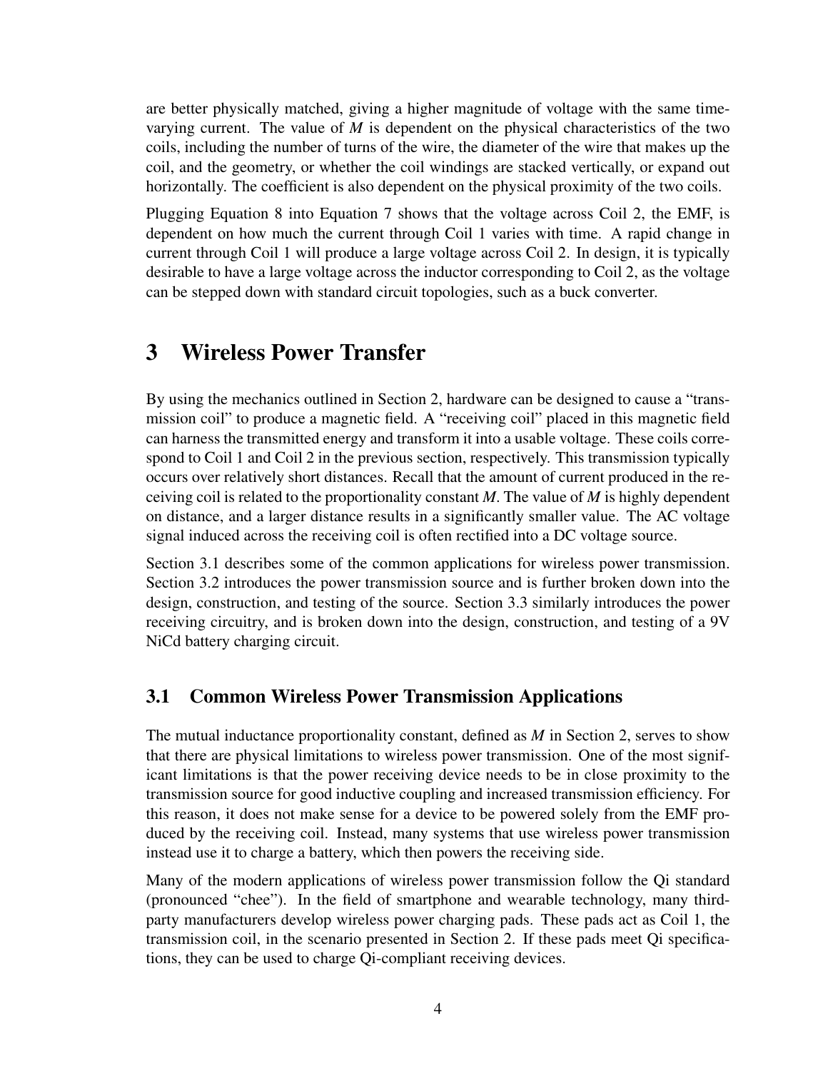are better physically matched, giving a higher magnitude of voltage with the same time-varying current. The value of $M$ is dependent on the physical characteristics of the two coils, including the number of turns of the wire, the diameter of the wire that makes up the coil, and the geometry, or whether the coil windings are stacked vertically, or expand out horizontally. The coefficient is also dependent on the physical proximity of the two coils.

Plugging Equation 8 into Equation 7 shows that the voltage across Coil 2, the EMF, is dependent on how much the current through Coil 1 varies with time. A rapid change in current through Coil 1 will produce a large voltage across Coil 2. In design, it is typically desirable to have a large voltage across the inductor corresponding to Coil 2, as the voltage can be stepped down with standard circuit topologies, such as a buck converter.

# 3 Wireless Power Transfer

By using the mechanics outlined in Section 2, hardware can be designed to cause a "transmission coil" to produce a magnetic field. A "receiving coil" placed in this magnetic field can harness the transmitted energy and transform it into a usable voltage. These coils correspond to Coil 1 and Coil 2 in the previous section, respectively. This transmission typically occurs over relatively short distances. Recall that the amount of current produced in the receiving coil is related to the proportionality constant $M$. The value of $M$ is highly dependent on distance, and a larger distance results in a significantly smaller value. The AC voltage signal induced across the receiving coil is often rectified into a DC voltage source.

Section 3.1 describes some of the common applications for wireless power transmission. Section 3.2 introduces the power transmission source and is further broken down into the design, construction, and testing of the source. Section 3.3 similarly introduces the power receiving circuitry, and is broken down into the design, construction, and testing of a 9V NiCd battery charging circuit.

## 3.1 Common Wireless Power Transmission Applications

The mutual inductance proportionality constant, defined as $M$ in Section 2, serves to show that there are physical limitations to wireless power transmission. One of the most significant limitations is that the power receiving device needs to be in close proximity to the transmission source for good inductive coupling and increased transmission efficiency. For this reason, it does not make sense for a device to be powered solely from the EMF produced by the receiving coil. Instead, many systems that use wireless power transmission instead use it to charge a battery, which then powers the receiving side.

Many of the modern applications of wireless power transmission follow the Qi standard (pronounced "chee"). In the field of smartphone and wearable technology, many third-party manufacturers develop wireless power charging pads. These pads act as Coil 1, the transmission coil, in the scenario presented in Section 2. If these pads meet Qi specifications, they can be used to charge Qi-compliant receiving devices.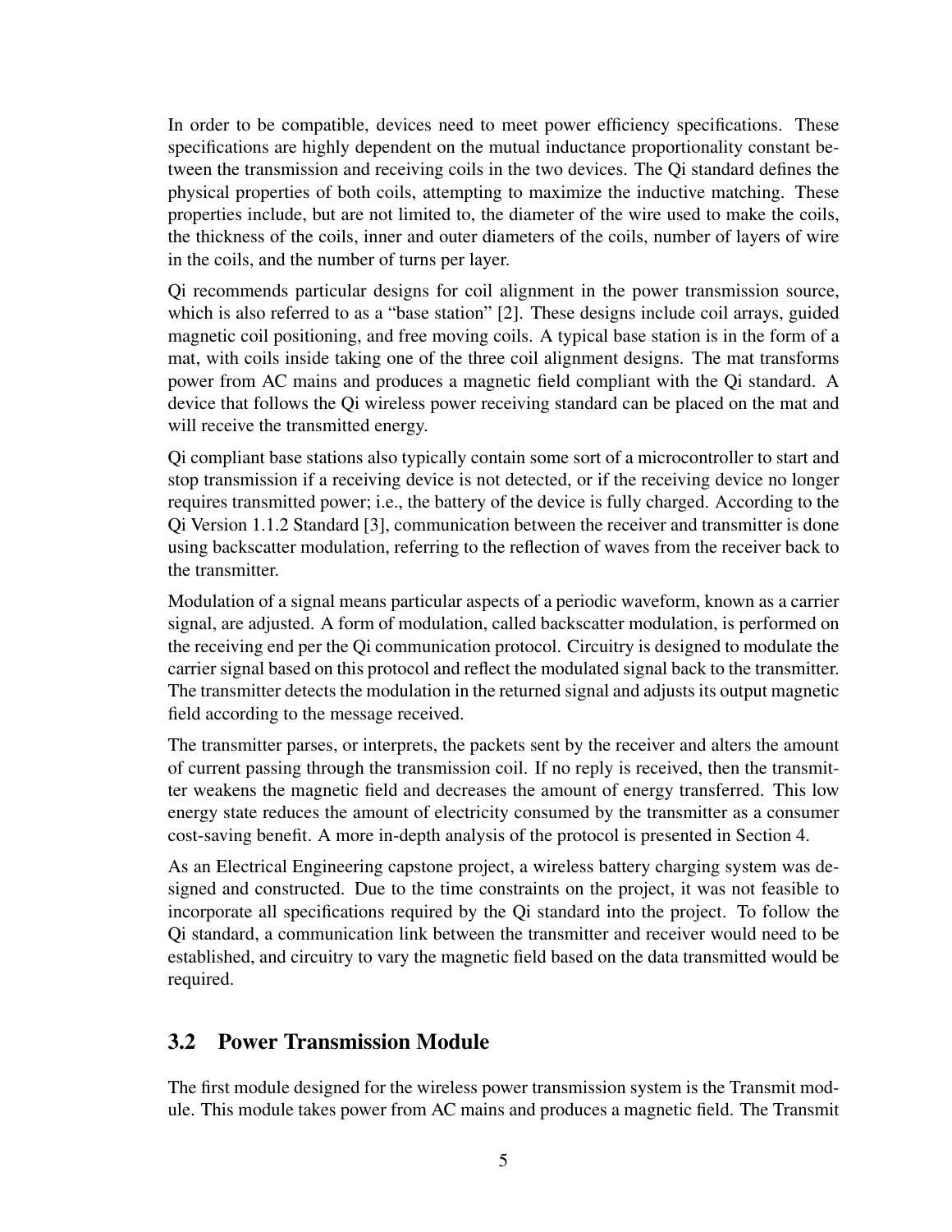In order to be compatible, devices need to meet power efficiency specifications. These specifications are highly dependent on the mutual inductance proportionality constant between the transmission and receiving coils in the two devices. The Qi standard defines the physical properties of both coils, attempting to maximize the inductive matching. These properties include, but are not limited to, the diameter of the wire used to make the coils, the thickness of the coils, inner and outer diameters of the coils, number of layers of wire in the coils, and the number of turns per layer.

Qi recommends particular designs for coil alignment in the power transmission source, which is also referred to as a "base station" [2]. These designs include coil arrays, guided magnetic coil positioning, and free moving coils. A typical base station is in the form of a mat, with coils inside taking one of the three coil alignment designs. The mat transforms power from AC mains and produces a magnetic field compliant with the Qi standard. A device that follows the Qi wireless power receiving standard can be placed on the mat and will receive the transmitted energy.

Qi compliant base stations also typically contain some sort of a microcontroller to start and stop transmission if a receiving device is not detected, or if the receiving device no longer requires transmitted power; i.e., the battery of the device is fully charged. According to the Qi Version 1.1.2 Standard [3], communication between the receiver and transmitter is done using backscatter modulation, referring to the reflection of waves from the receiver back to the transmitter.

Modulation of a signal means particular aspects of a periodic waveform, known as a carrier signal, are adjusted. A form of modulation, called backscatter modulation, is performed on the receiving end per the Qi communication protocol. Circuitry is designed to modulate the carrier signal based on this protocol and reflect the modulated signal back to the transmitter. The transmitter detects the modulation in the returned signal and adjusts its output magnetic field according to the message received.

The transmitter parses, or interprets, the packets sent by the receiver and alters the amount of current passing through the transmission coil. If no reply is received, then the transmitter weakens the magnetic field and decreases the amount of energy transferred. This low energy state reduces the amount of electricity consumed by the transmitter as a consumer cost-saving benefit. A more in-depth analysis of the protocol is presented in Section 4.

As an Electrical Engineering capstone project, a wireless battery charging system was designed and constructed. Due to the time constraints on the project, it was not feasible to incorporate all specifications required by the Qi standard into the project. To follow the Qi standard, a communication link between the transmitter and receiver would need to be established, and circuitry to vary the magnetic field based on the data transmitted would be required.

## 3.2 Power Transmission Module

The first module designed for the wireless power transmission system is the Transmit module. This module takes power from AC mains and produces a magnetic field. The Transmit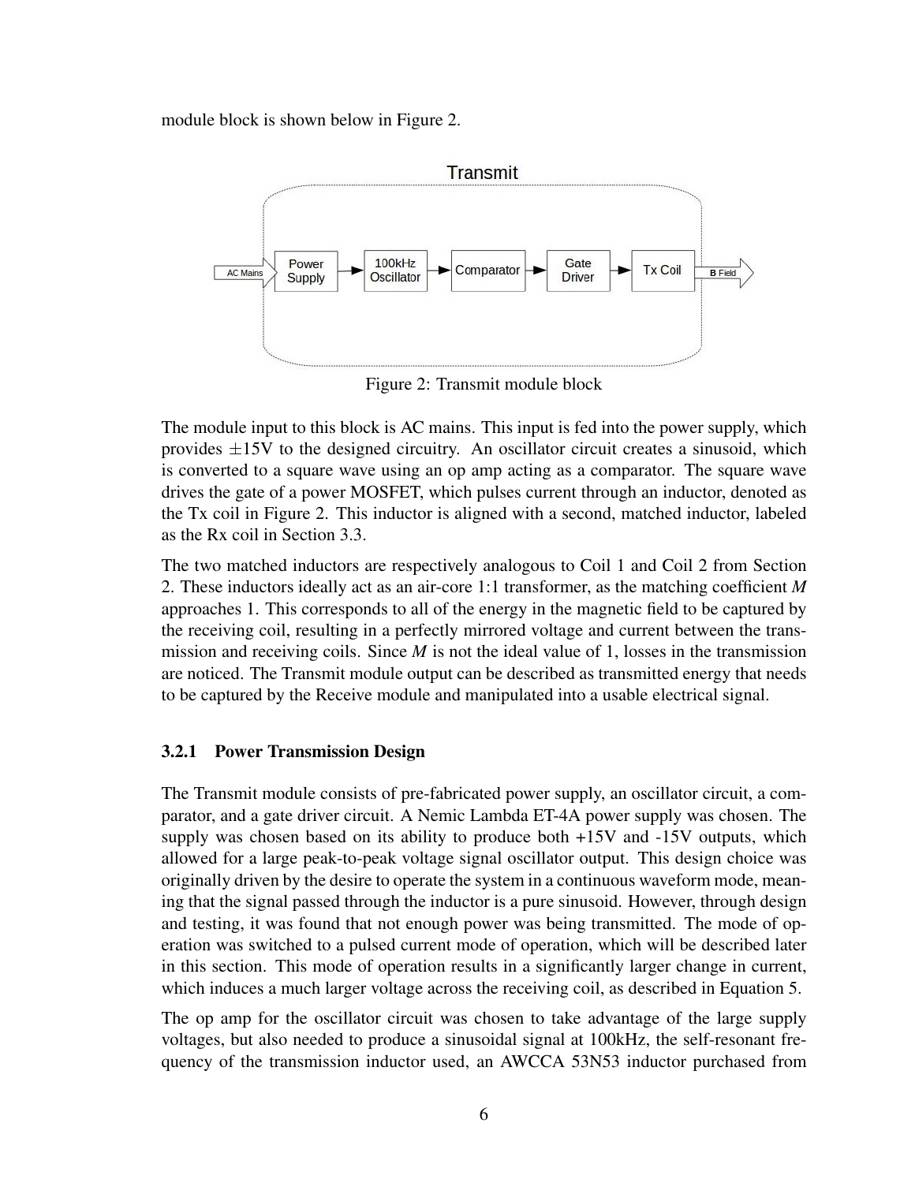module block is shown below in Figure 2.

Figure 2: Transmit module block

The module input to this block is AC mains. This input is fed into the power supply, which provides ±15V to the designed circuitry. An oscillator circuit creates a sinusoid, which is converted to a square wave using an op amp acting as a comparator. The square wave drives the gate of a power MOSFET, which pulses current through an inductor, denoted as the Tx coil in Figure 2. This inductor is aligned with a second, matched inductor, labeled as the Rx coil in Section 3.3.

The two matched inductors are respectively analogous to Coil 1 and Coil 2 from Section 2. These inductors ideally act as an air-core 1:1 transformer, as the matching coefficient $M$ approaches 1. This corresponds to all of the energy in the magnetic field to be captured by the receiving coil, resulting in a perfectly mirrored voltage and current between the transmission and receiving coils. Since $M$ is not the ideal value of 1, losses in the transmission are noticed. The Transmit module output can be described as transmitted energy that needs to be captured by the Receive module and manipulated into a usable electrical signal.

### 3.2.1 Power Transmission Design

The Transmit module consists of pre-fabricated power supply, an oscillator circuit, a comparator, and a gate driver circuit. A Nemic Lambda ET-4A power supply was chosen. The supply was chosen based on its ability to produce both +15V and -15V outputs, which allowed for a large peak-to-peak voltage signal oscillator output. This design choice was originally driven by the desire to operate the system in a continuous waveform mode, meaning that the signal passed through the inductor is a pure sinusoid. However, through design and testing, it was found that not enough power was being transmitted. The mode of operation was switched to a pulsed current mode of operation, which will be described later in this section. This mode of operation results in a significantly larger change in current, which induces a much larger voltage across the receiving coil, as described in Equation 5.

The op amp for the oscillator circuit was chosen to take advantage of the large supply voltages, but also needed to produce a sinusoidal signal at 100kHz, the self-resonant frequency of the transmission inductor used, an AWCCA 53N53 inductor purchased from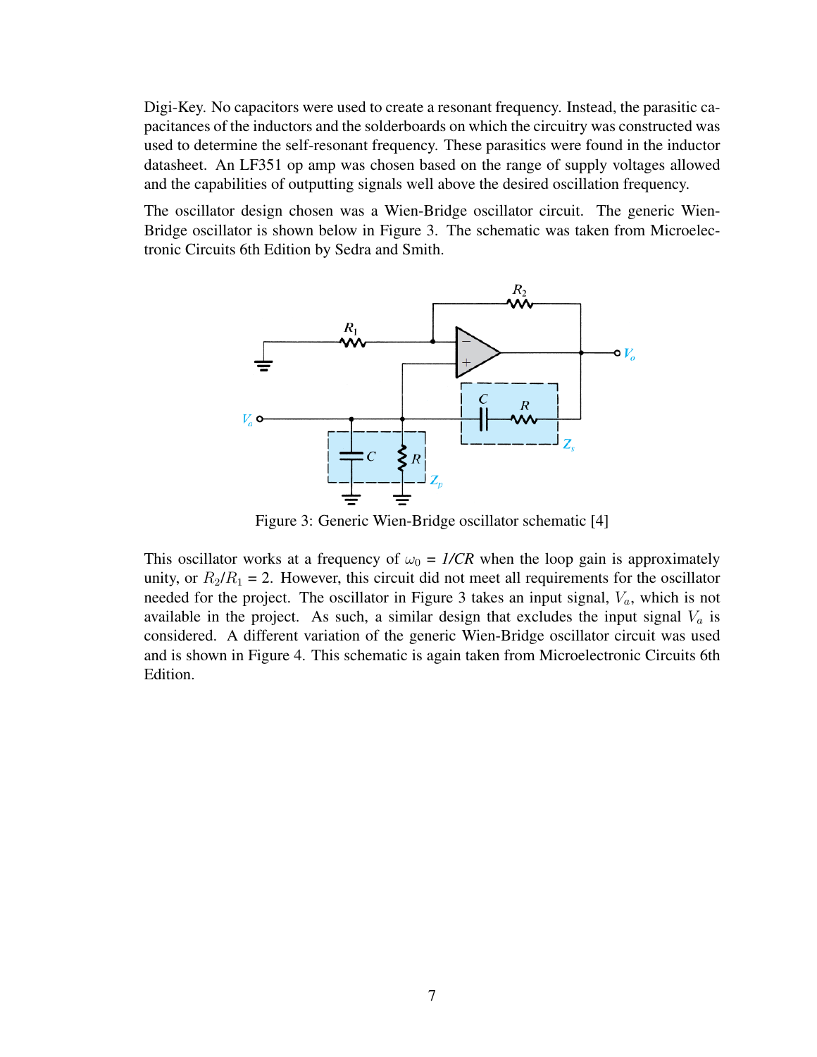Digi-Key. No capacitors were used to create a resonant frequency. Instead, the parasitic capacitances of the inductors and the solderboards on which the circuitry was constructed was used to determine the self-resonant frequency. These parasitics were found in the inductor datasheet. An LF351 op amp was chosen based on the range of supply voltages allowed and the capabilities of outputting signals well above the desired oscillation frequency.

The oscillator design chosen was a Wien-Bridge oscillator circuit. The generic Wien-Bridge oscillator is shown below in Figure 3. The schematic was taken from Microelectronic Circuits 6th Edition by Sedra and Smith.

Figure 3: Generic Wien-Bridge oscillator schematic [4]

This oscillator works at a frequency of $\omega_0$ = *1/CR* when the loop gain is approximately unity, or $R_2/R_1 = 2$. However, this circuit did not meet all requirements for the oscillator needed for the project. The oscillator in Figure 3 takes an input signal, $V_a$, which is not available in the project. As such, a similar design that excludes the input signal $V_a$ is considered. A different variation of the generic Wien-Bridge oscillator circuit was used and is shown in Figure 4. This schematic is again taken from Microelectronic Circuits 6th Edition.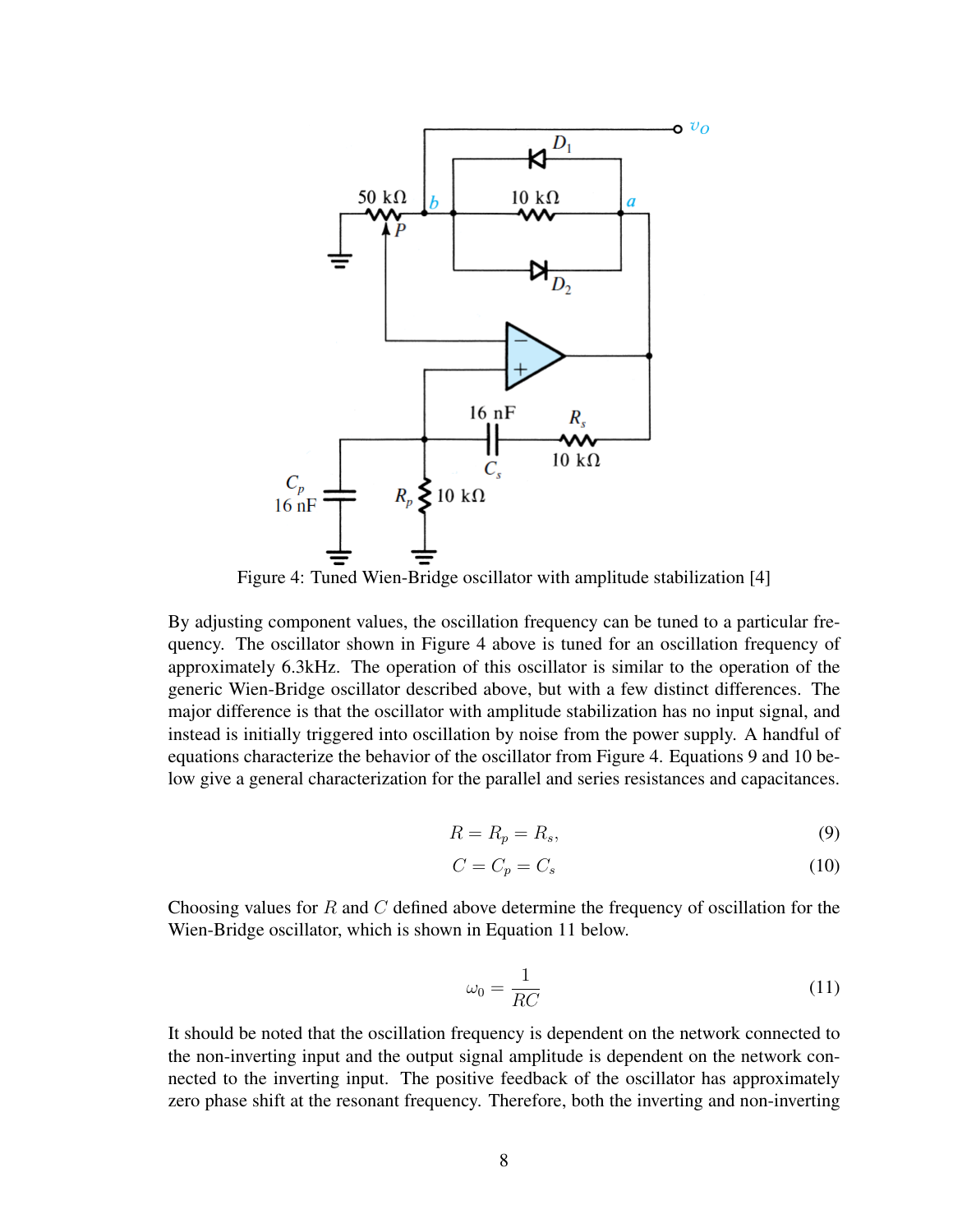Figure 4: Tuned Wien-Bridge oscillator with amplitude stabilization [4]

By adjusting component values, the oscillation frequency can be tuned to a particular frequency. The oscillator shown in Figure 4 above is tuned for an oscillation frequency of approximately 6.3kHz. The operation of this oscillator is similar to the operation of the generic Wien-Bridge oscillator described above, but with a few distinct differences. The major difference is that the oscillator with amplitude stabilization has no input signal, and instead is initially triggered into oscillation by noise from the power supply. A handful of equations characterize the behavior of the oscillator from Figure 4. Equations 9 and 10 below give a general characterization for the parallel and series resistances and capacitances.

$$R = R_p = R_s, \tag{9}$$

$$C = C_p = C_s \tag{10}$$

Choosing values for $R$ and $C$ defined above determine the frequency of oscillation for the Wien-Bridge oscillator, which is shown in Equation 11 below.

$$\omega_0 = \frac{1}{RC} \tag{11}$$

It should be noted that the oscillation frequency is dependent on the network connected to the non-inverting input and the output signal amplitude is dependent on the network connected to the inverting input. The positive feedback of the oscillator has approximately zero phase shift at the resonant frequency. Therefore, both the inverting and non-inverting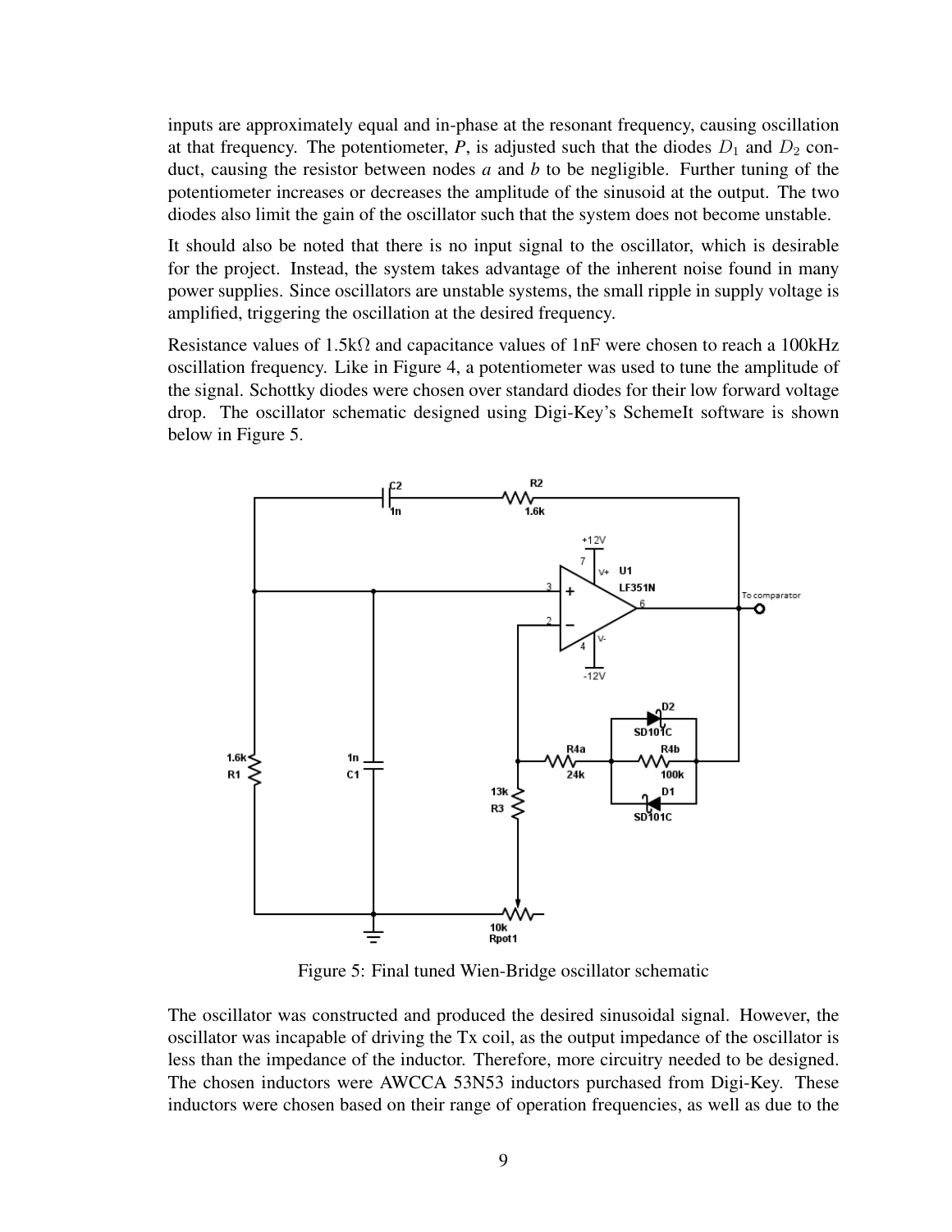inputs are approximately equal and in-phase at the resonant frequency, causing oscillation at that frequency. The potentiometer, $P$, is adjusted such that the diodes $D_1$ and $D_2$ conduct, causing the resistor between nodes $a$ and $b$ to be negligible. Further tuning of the potentiometer increases or decreases the amplitude of the sinusoid at the output. The two diodes also limit the gain of the oscillator such that the system does not become unstable.

It should also be noted that there is no input signal to the oscillator, which is desirable for the project. Instead, the system takes advantage of the inherent noise found in many power supplies. Since oscillators are unstable systems, the small ripple in supply voltage is amplified, triggering the oscillation at the desired frequency.

Resistance values of 1.5k$\Omega$ and capacitance values of 1nF were chosen to reach a 100kHz oscillation frequency. Like in Figure 4, a potentiometer was used to tune the amplitude of the signal. Schottky diodes were chosen over standard diodes for their low forward voltage drop. The oscillator schematic designed using Digi-Key's SchemeIt software is shown below in Figure 5.

Figure 5: Final tuned Wien-Bridge oscillator schematic

The oscillator was constructed and produced the desired sinusoidal signal. However, the oscillator was incapable of driving the Tx coil, as the output impedance of the oscillator is less than the impedance of the inductor. Therefore, more circuitry needed to be designed. The chosen inductors were AWCCA 53N53 inductors purchased from Digi-Key. These inductors were chosen based on their range of operation frequencies, as well as due to the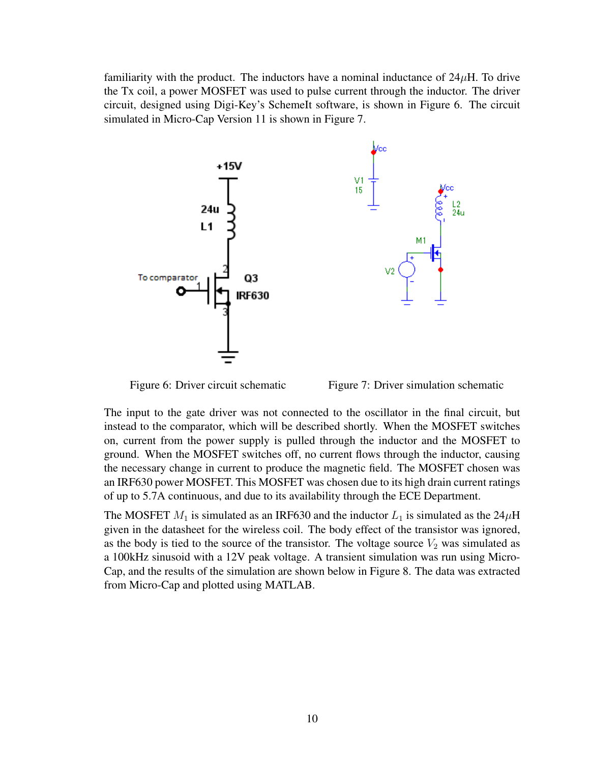familiarity with the product. The inductors have a nominal inductance of 24$\mu$H. To drive the Tx coil, a power MOSFET was used to pulse current through the inductor. The driver circuit, designed using Digi-Key's SchemeIt software, is shown in Figure 6. The circuit simulated in Micro-Cap Version 11 is shown in Figure 7.

Figure 6: Driver circuit schematic

Figure 7: Driver simulation schematic

The input to the gate driver was not connected to the oscillator in the final circuit, but instead to the comparator, which will be described shortly. When the MOSFET switches on, current from the power supply is pulled through the inductor and the MOSFET to ground. When the MOSFET switches off, no current flows through the inductor, causing the necessary change in current to produce the magnetic field. The MOSFET chosen was an IRF630 power MOSFET. This MOSFET was chosen due to its high drain current ratings of up to 5.7A continuous, and due to its availability through the ECE Department.

The MOSFET $M_1$ is simulated as an IRF630 and the inductor $L_1$ is simulated as the 24$\mu$H given in the datasheet for the wireless coil. The body effect of the transistor was ignored, as the body is tied to the source of the transistor. The voltage source $V_2$ was simulated as a 100kHz sinusoid with a 12V peak voltage. A transient simulation was run using Micro-Cap, and the results of the simulation are shown below in Figure 8. The data was extracted from Micro-Cap and plotted using MATLAB.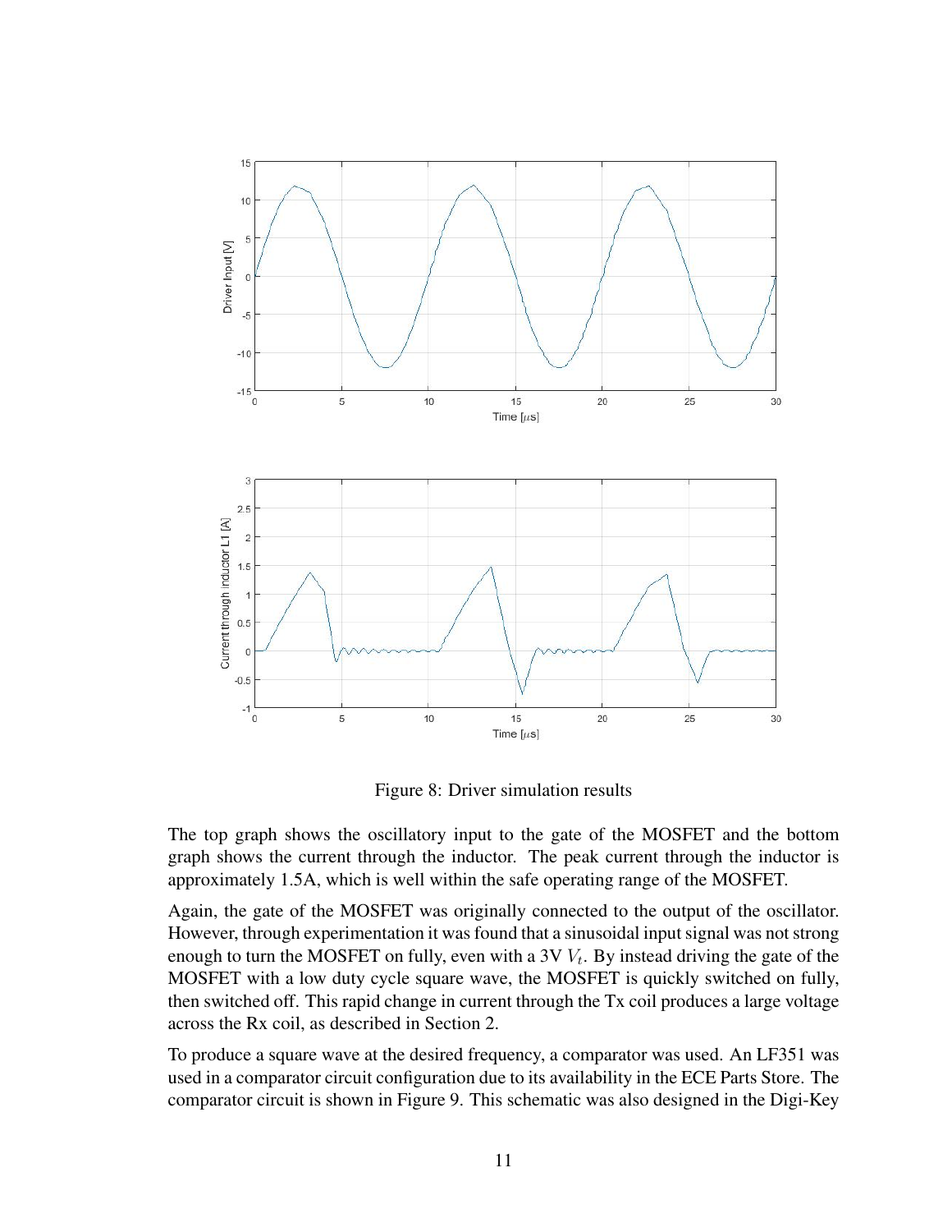Figure 8: Driver simulation results

The top graph shows the oscillatory input to the gate of the MOSFET and the bottom graph shows the current through the inductor. The peak current through the inductor is approximately 1.5A, which is well within the safe operating range of the MOSFET.

Again, the gate of the MOSFET was originally connected to the output of the oscillator. However, through experimentation it was found that a sinusoidal input signal was not strong enough to turn the MOSFET on fully, even with a 3V $V_t$. By instead driving the gate of the MOSFET with a low duty cycle square wave, the MOSFET is quickly switched on fully, then switched off. This rapid change in current through the Tx coil produces a large voltage across the Rx coil, as described in Section 2.

To produce a square wave at the desired frequency, a comparator was used. An LF351 was used in a comparator circuit configuration due to its availability in the ECE Parts Store. The comparator circuit is shown in Figure 9. This schematic was also designed in the Digi-Key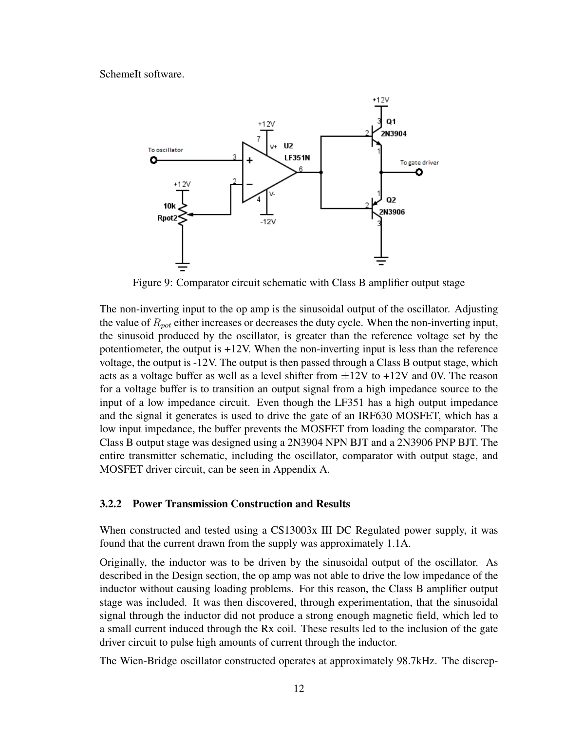SchemeIt software.

Figure 9: Comparator circuit schematic with Class B amplifier output stage

The non-inverting input to the op amp is the sinusoidal output of the oscillator. Adjusting the value of $R_{pot}$ either increases or decreases the duty cycle. When the non-inverting input, the sinusoid produced by the oscillator, is greater than the reference voltage set by the potentiometer, the output is +12V. When the non-inverting input is less than the reference voltage, the output is -12V. The output is then passed through a Class B output stage, which acts as a voltage buffer as well as a level shifter from $\pm$12V to +12V and 0V. The reason for a voltage buffer is to transition an output signal from a high impedance source to the input of a low impedance circuit. Even though the LF351 has a high output impedance and the signal it generates is used to drive the gate of an IRF630 MOSFET, which has a low input impedance, the buffer prevents the MOSFET from loading the comparator. The Class B output stage was designed using a 2N3904 NPN BJT and a 2N3906 PNP BJT. The entire transmitter schematic, including the oscillator, comparator with output stage, and MOSFET driver circuit, can be seen in Appendix A.

### 3.2.2 Power Transmission Construction and Results

When constructed and tested using a CS13003x III DC Regulated power supply, it was found that the current drawn from the supply was approximately 1.1A.

Originally, the inductor was to be driven by the sinusoidal output of the oscillator. As described in the Design section, the op amp was not able to drive the low impedance of the inductor without causing loading problems. For this reason, the Class B amplifier output stage was included. It was then discovered, through experimentation, that the sinusoidal signal through the inductor did not produce a strong enough magnetic field, which led to a small current induced through the Rx coil. These results led to the inclusion of the gate driver circuit to pulse high amounts of current through the inductor.

The Wien-Bridge oscillator constructed operates at approximately 98.7kHz. The discrep-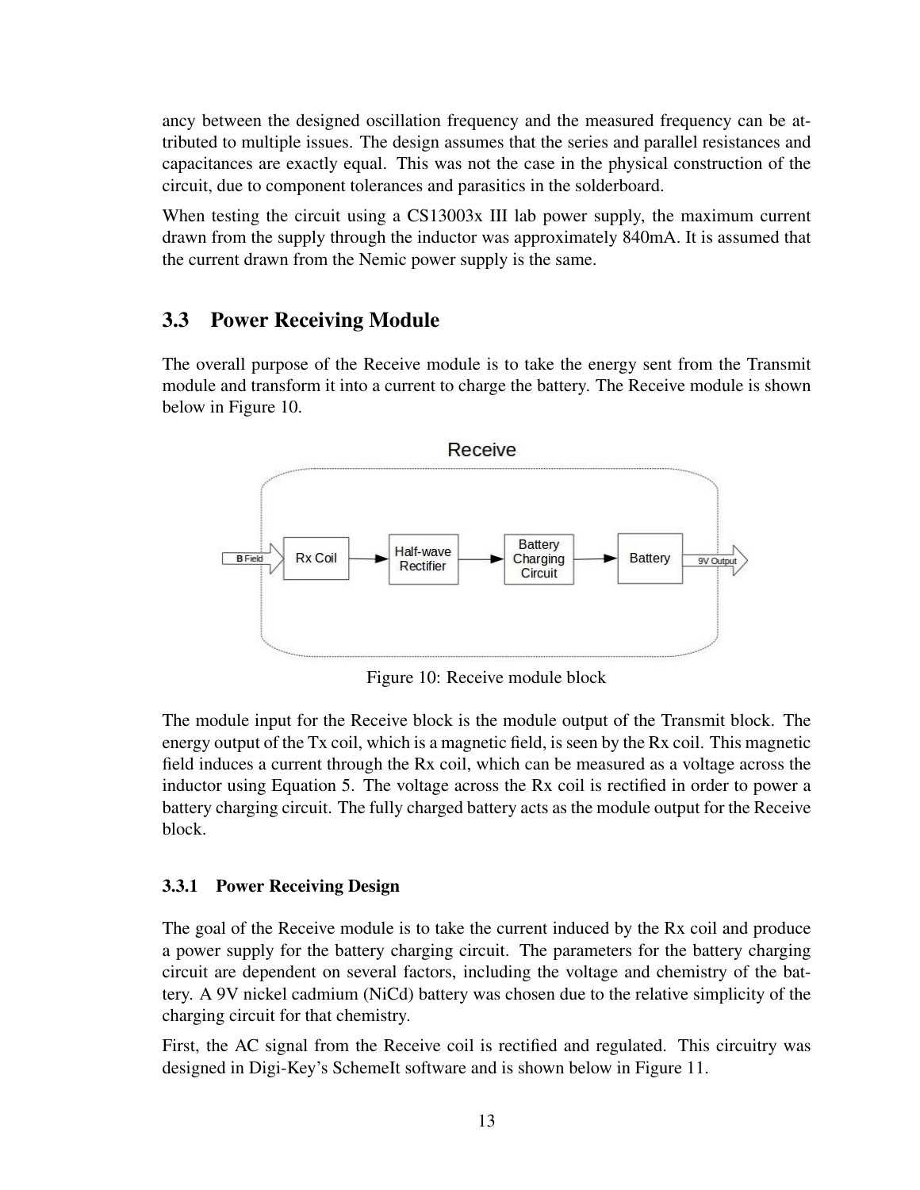ancy between the designed oscillation frequency and the measured frequency can be attributed to multiple issues. The design assumes that the series and parallel resistances and capacitances are exactly equal. This was not the case in the physical construction of the circuit, due to component tolerances and parasitics in the solderboard.

When testing the circuit using a CS13003x III lab power supply, the maximum current drawn from the supply through the inductor was approximately 840mA. It is assumed that the current drawn from the Nemic power supply is the same.

## 3.3 Power Receiving Module

The overall purpose of the Receive module is to take the energy sent from the Transmit module and transform it into a current to charge the battery. The Receive module is shown below in Figure 10.

Figure 10: Receive module block

The module input for the Receive block is the module output of the Transmit block. The energy output of the Tx coil, which is a magnetic field, is seen by the Rx coil. This magnetic field induces a current through the Rx coil, which can be measured as a voltage across the inductor using Equation 5. The voltage across the Rx coil is rectified in order to power a battery charging circuit. The fully charged battery acts as the module output for the Receive block.

### 3.3.1 Power Receiving Design

The goal of the Receive module is to take the current induced by the Rx coil and produce a power supply for the battery charging circuit. The parameters for the battery charging circuit are dependent on several factors, including the voltage and chemistry of the battery. A 9V nickel cadmium (NiCd) battery was chosen due to the relative simplicity of the charging circuit for that chemistry.

First, the AC signal from the Receive coil is rectified and regulated. This circuitry was designed in Digi-Key's SchemeIt software and is shown below in Figure 11.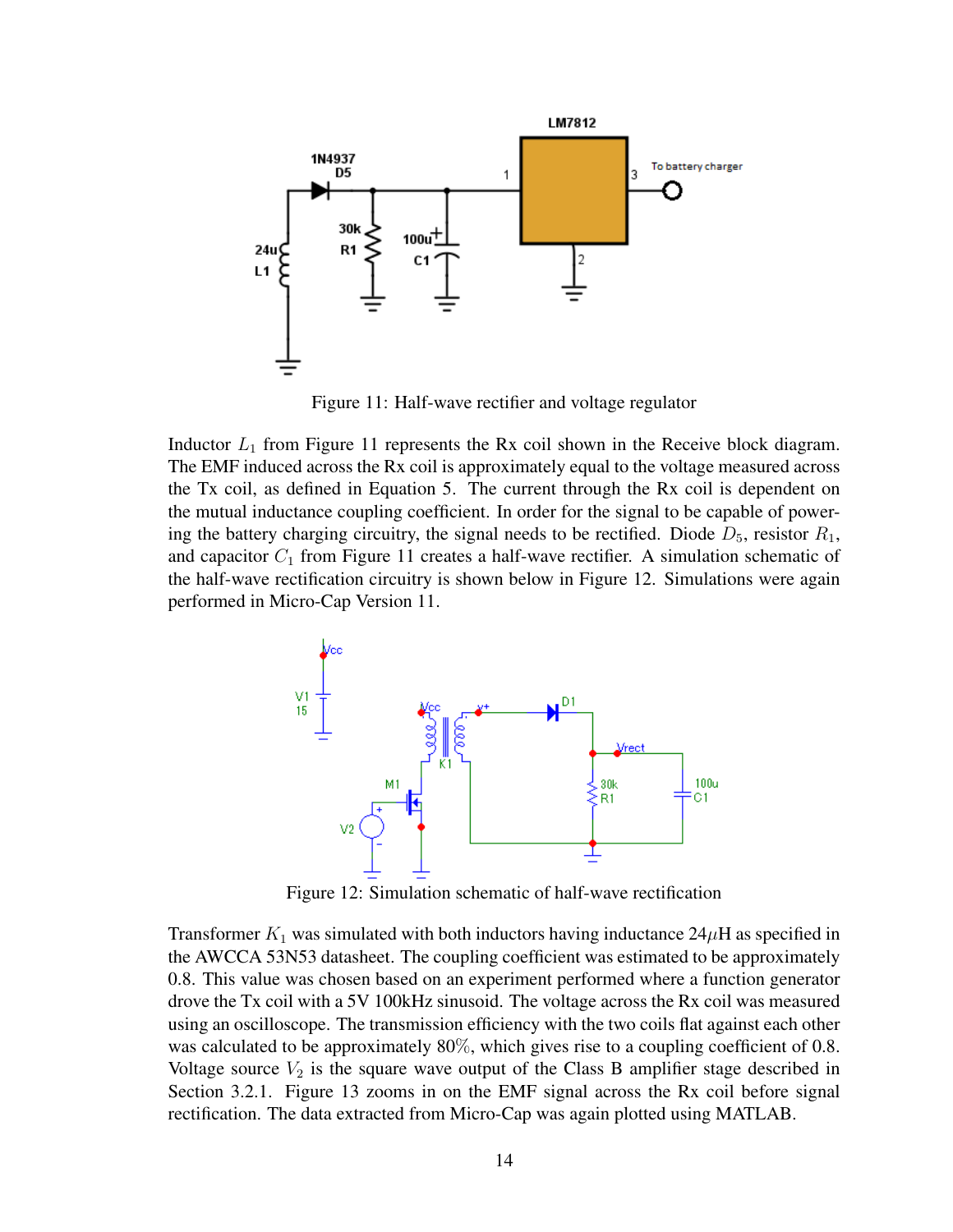Figure 11: Half-wave rectifier and voltage regulator

Inductor $L_1$ from Figure 11 represents the Rx coil shown in the Receive block diagram. The EMF induced across the Rx coil is approximately equal to the voltage measured across the Tx coil, as defined in Equation 5. The current through the Rx coil is dependent on the mutual inductance coupling coefficient. In order for the signal to be capable of powering the battery charging circuitry, the signal needs to be rectified. Diode $D_5$, resistor $R_1$, and capacitor $C_1$ from Figure 11 creates a half-wave rectifier. A simulation schematic of the half-wave rectification circuitry is shown below in Figure 12. Simulations were again performed in Micro-Cap Version 11.

Figure 12: Simulation schematic of half-wave rectification

Transformer $K_1$ was simulated with both inductors having inductance 24$\mu$H as specified in the AWCCA 53N53 datasheet. The coupling coefficient was estimated to be approximately 0.8. This value was chosen based on an experiment performed where a function generator drove the Tx coil with a 5V 100kHz sinusoid. The voltage across the Rx coil was measured using an oscilloscope. The transmission efficiency with the two coils flat against each other was calculated to be approximately 80%, which gives rise to a coupling coefficient of 0.8. Voltage source $V_2$ is the square wave output of the Class B amplifier stage described in Section 3.2.1. Figure 13 zooms in on the EMF signal across the Rx coil before signal rectification. The data extracted from Micro-Cap was again plotted using MATLAB.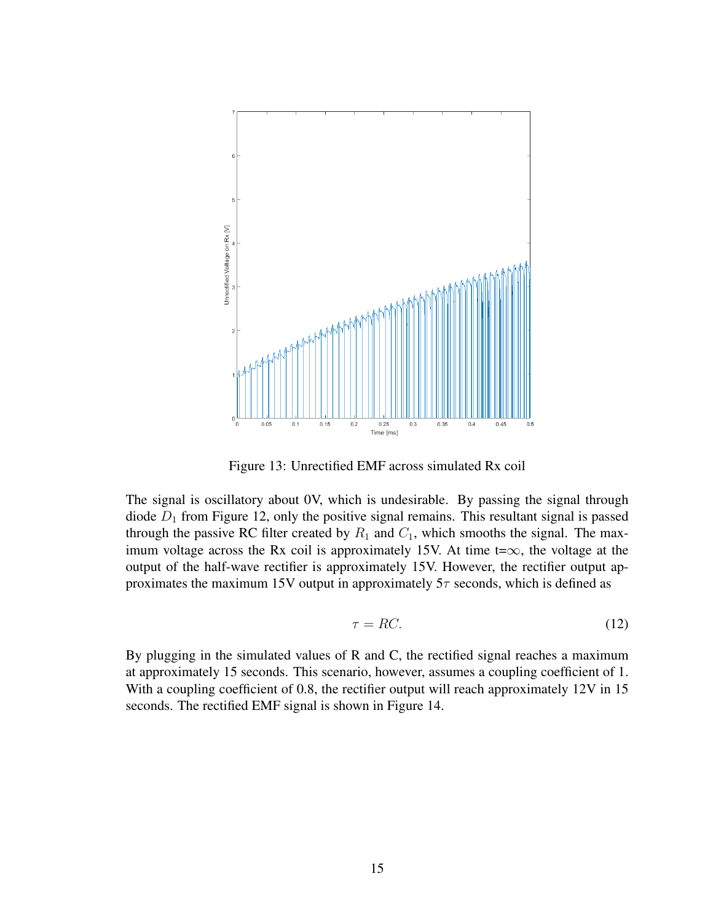Figure 13: Unrectified EMF across simulated Rx coil

The signal is oscillatory about 0V, which is undesirable. By passing the signal through diode $D_1$ from Figure 12, only the positive signal remains. This resultant signal is passed through the passive RC filter created by $R_1$ and $C_1$, which smooths the signal. The maximum voltage across the Rx coil is approximately 15V. At time t=$\infty$, the voltage at the output of the half-wave rectifier is approximately 15V. However, the rectifier output approximates the maximum 15V output in approximately $5\tau$ seconds, which is defined as

$$\tau = RC. \tag{12}$$

By plugging in the simulated values of R and C, the rectified signal reaches a maximum at approximately 15 seconds. This scenario, however, assumes a coupling coefficient of 1. With a coupling coefficient of 0.8, the rectifier output will reach approximately 12V in 15 seconds. The rectified EMF signal is shown in Figure 14.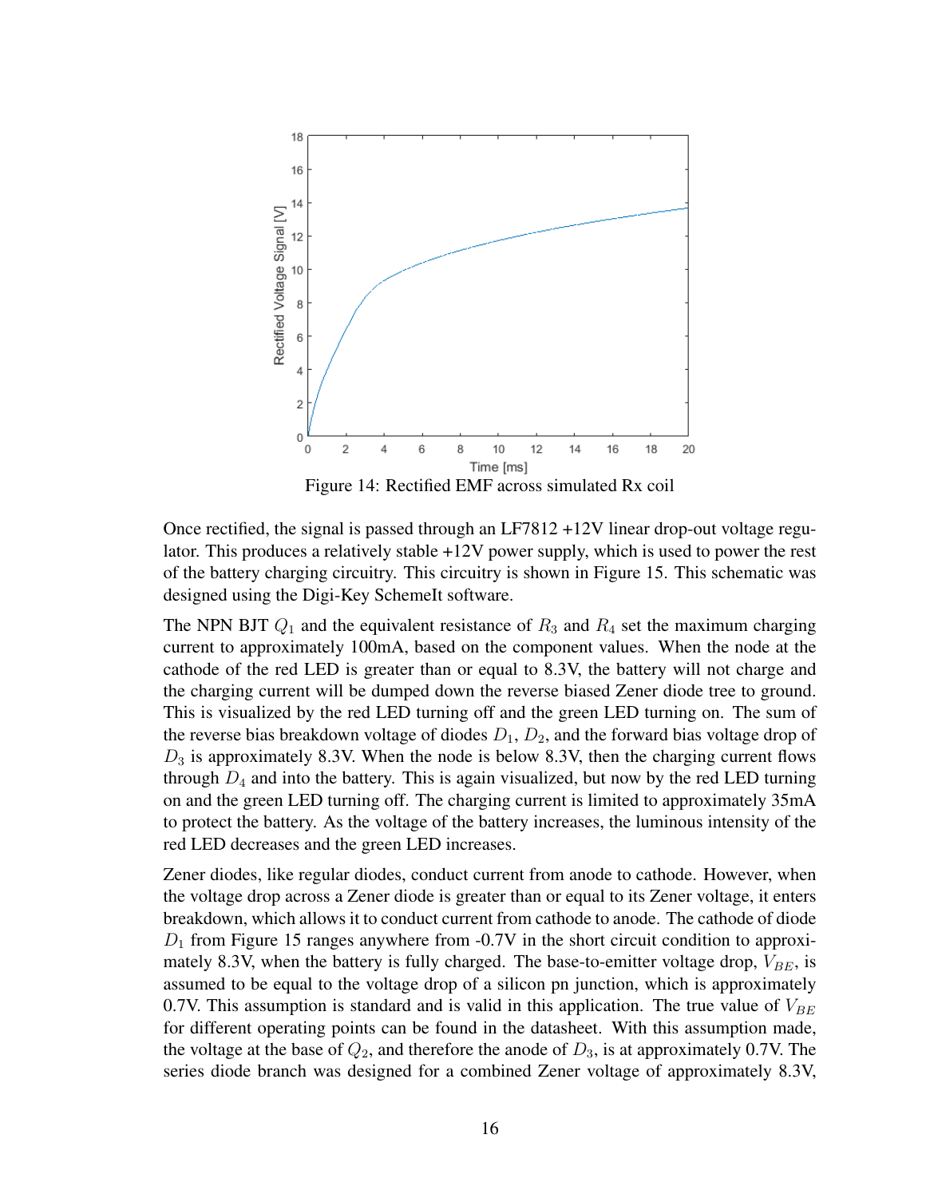Figure 14: Rectified EMF across simulated Rx coil

Once rectified, the signal is passed through an LF7812 +12V linear drop-out voltage regulator. This produces a relatively stable +12V power supply, which is used to power the rest of the battery charging circuitry. This circuitry is shown in Figure 15. This schematic was designed using the Digi-Key SchemeIt software.

The NPN BJT $Q_1$ and the equivalent resistance of $R_3$ and $R_4$ set the maximum charging current to approximately 100mA, based on the component values. When the node at the cathode of the red LED is greater than or equal to 8.3V, the battery will not charge and the charging current will be dumped down the reverse biased Zener diode tree to ground. This is visualized by the red LED turning off and the green LED turning on. The sum of the reverse bias breakdown voltage of diodes $D_1$, $D_2$, and the forward bias voltage drop of $D_3$ is approximately 8.3V. When the node is below 8.3V, then the charging current flows through $D_4$ and into the battery. This is again visualized, but now by the red LED turning on and the green LED turning off. The charging current is limited to approximately 35mA to protect the battery. As the voltage of the battery increases, the luminous intensity of the red LED decreases and the green LED increases.

Zener diodes, like regular diodes, conduct current from anode to cathode. However, when the voltage drop across a Zener diode is greater than or equal to its Zener voltage, it enters breakdown, which allows it to conduct current from cathode to anode. The cathode of diode $D_1$ from Figure 15 ranges anywhere from -0.7V in the short circuit condition to approximately 8.3V, when the battery is fully charged. The base-to-emitter voltage drop, $V_{BE}$, is assumed to be equal to the voltage drop of a silicon pn junction, which is approximately 0.7V. This assumption is standard and is valid in this application. The true value of $V_{BE}$ for different operating points can be found in the datasheet. With this assumption made, the voltage at the base of $Q_2$, and therefore the anode of $D_3$, is at approximately 0.7V. The series diode branch was designed for a combined Zener voltage of approximately 8.3V,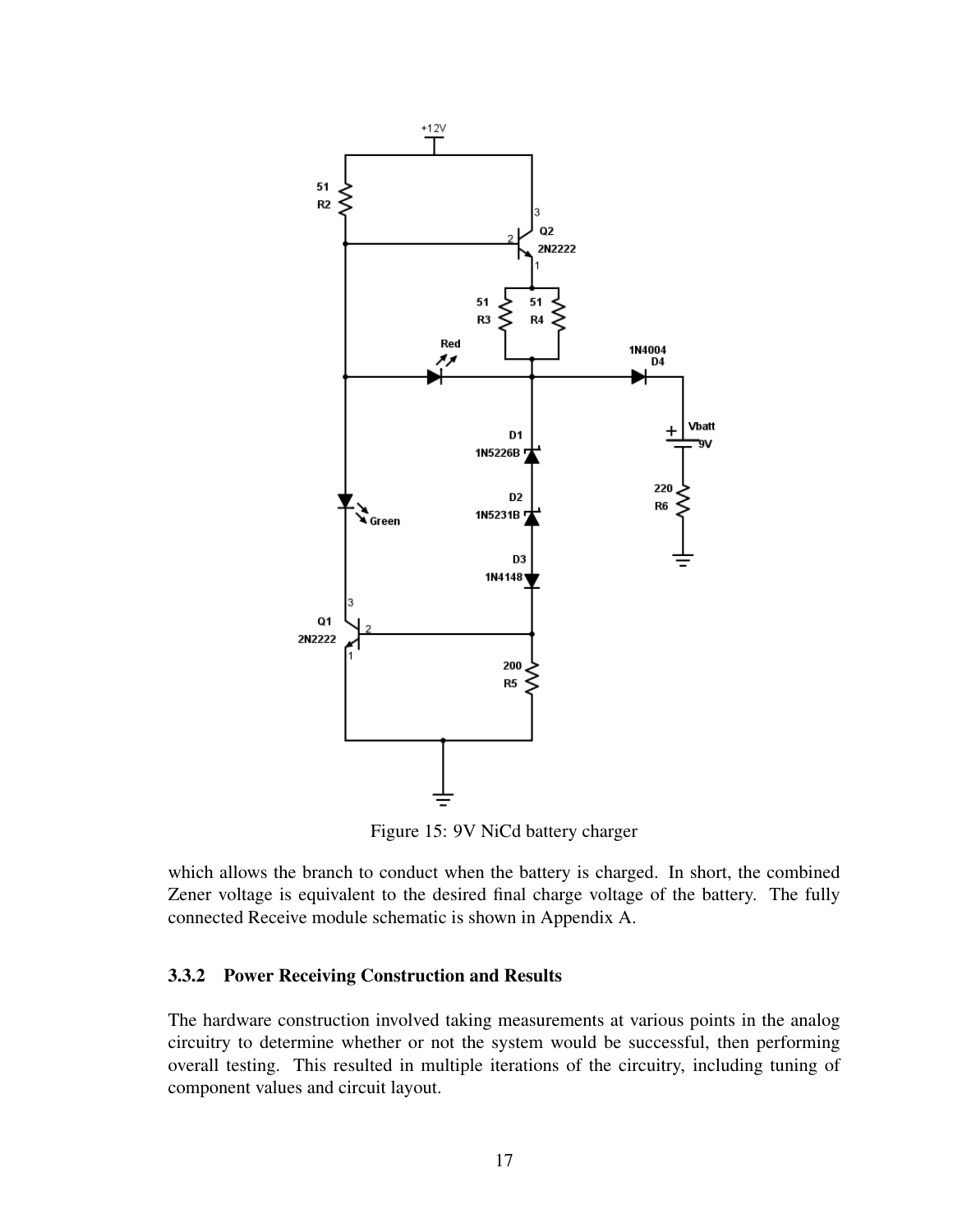Figure 15: 9V NiCd battery charger

which allows the branch to conduct when the battery is charged. In short, the combined Zener voltage is equivalent to the desired final charge voltage of the battery. The fully connected Receive module schematic is shown in Appendix A.

### 3.3.2 Power Receiving Construction and Results

The hardware construction involved taking measurements at various points in the analog circuitry to determine whether or not the system would be successful, then performing overall testing. This resulted in multiple iterations of the circuitry, including tuning of component values and circuit layout.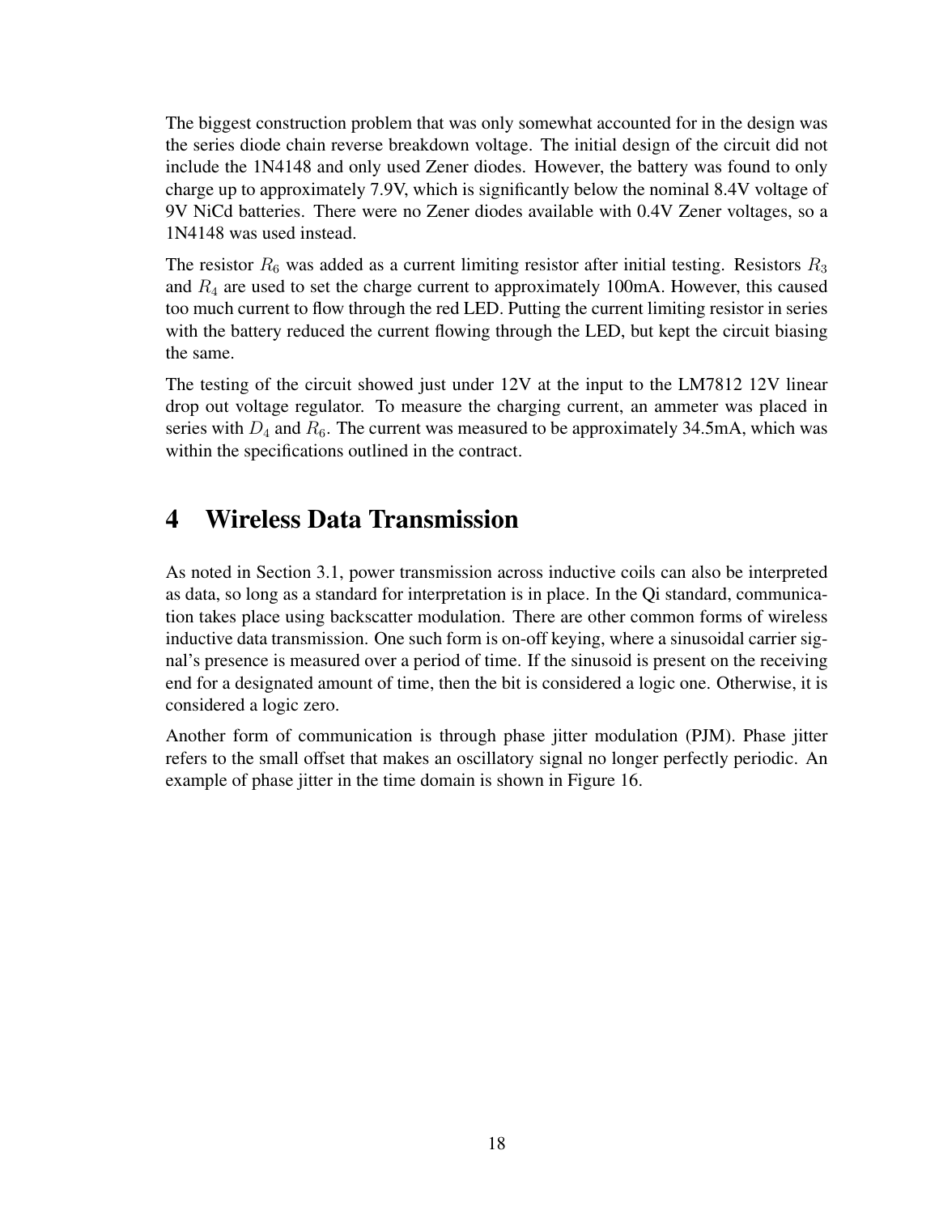The biggest construction problem that was only somewhat accounted for in the design was the series diode chain reverse breakdown voltage. The initial design of the circuit did not include the 1N4148 and only used Zener diodes. However, the battery was found to only charge up to approximately 7.9V, which is significantly below the nominal 8.4V voltage of 9V NiCd batteries. There were no Zener diodes available with 0.4V Zener voltages, so a 1N4148 was used instead.

The resistor $R_6$ was added as a current limiting resistor after initial testing. Resistors $R_3$ and $R_4$ are used to set the charge current to approximately 100mA. However, this caused too much current to flow through the red LED. Putting the current limiting resistor in series with the battery reduced the current flowing through the LED, but kept the circuit biasing the same.

The testing of the circuit showed just under 12V at the input to the LM7812 12V linear drop out voltage regulator. To measure the charging current, an ammeter was placed in series with $D_4$ and $R_6$. The current was measured to be approximately 34.5mA, which was within the specifications outlined in the contract.

# 4 Wireless Data Transmission

As noted in Section 3.1, power transmission across inductive coils can also be interpreted as data, so long as a standard for interpretation is in place. In the Qi standard, communication takes place using backscatter modulation. There are other common forms of wireless inductive data transmission. One such form is on-off keying, where a sinusoidal carrier signal's presence is measured over a period of time. If the sinusoid is present on the receiving end for a designated amount of time, then the bit is considered a logic one. Otherwise, it is considered a logic zero.

Another form of communication is through phase jitter modulation (PJM). Phase jitter refers to the small offset that makes an oscillatory signal no longer perfectly periodic. An example of phase jitter in the time domain is shown in Figure 16.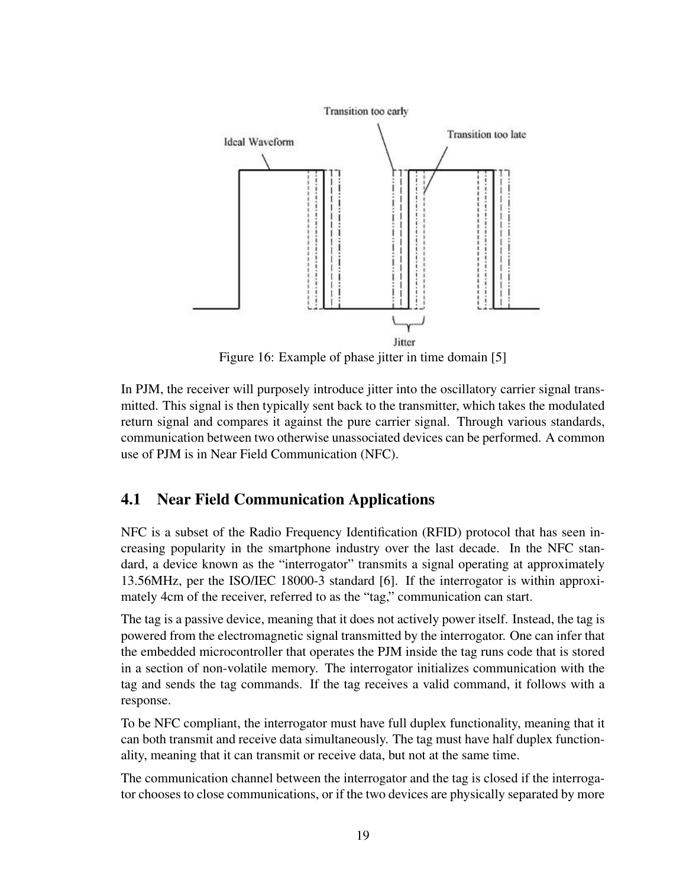Figure 16: Example of phase jitter in time domain [5]

In PJM, the receiver will purposely introduce jitter into the oscillatory carrier signal transmitted. This signal is then typically sent back to the transmitter, which takes the modulated return signal and compares it against the pure carrier signal. Through various standards, communication between two otherwise unassociated devices can be performed. A common use of PJM is in Near Field Communication (NFC).

## 4.1 Near Field Communication Applications

NFC is a subset of the Radio Frequency Identification (RFID) protocol that has seen increasing popularity in the smartphone industry over the last decade. In the NFC standard, a device known as the "interrogator" transmits a signal operating at approximately 13.56MHz, per the ISO/IEC 18000-3 standard [6]. If the interrogator is within approximately 4cm of the receiver, referred to as the "tag," communication can start.

The tag is a passive device, meaning that it does not actively power itself. Instead, the tag is powered from the electromagnetic signal transmitted by the interrogator. One can infer that the embedded microcontroller that operates the PJM inside the tag runs code that is stored in a section of non-volatile memory. The interrogator initializes communication with the tag and sends the tag commands. If the tag receives a valid command, it follows with a response.

To be NFC compliant, the interrogator must have full duplex functionality, meaning that it can both transmit and receive data simultaneously. The tag must have half duplex functionality, meaning that it can transmit or receive data, but not at the same time.

The communication channel between the interrogator and the tag is closed if the interrogator chooses to close communications, or if the two devices are physically separated by more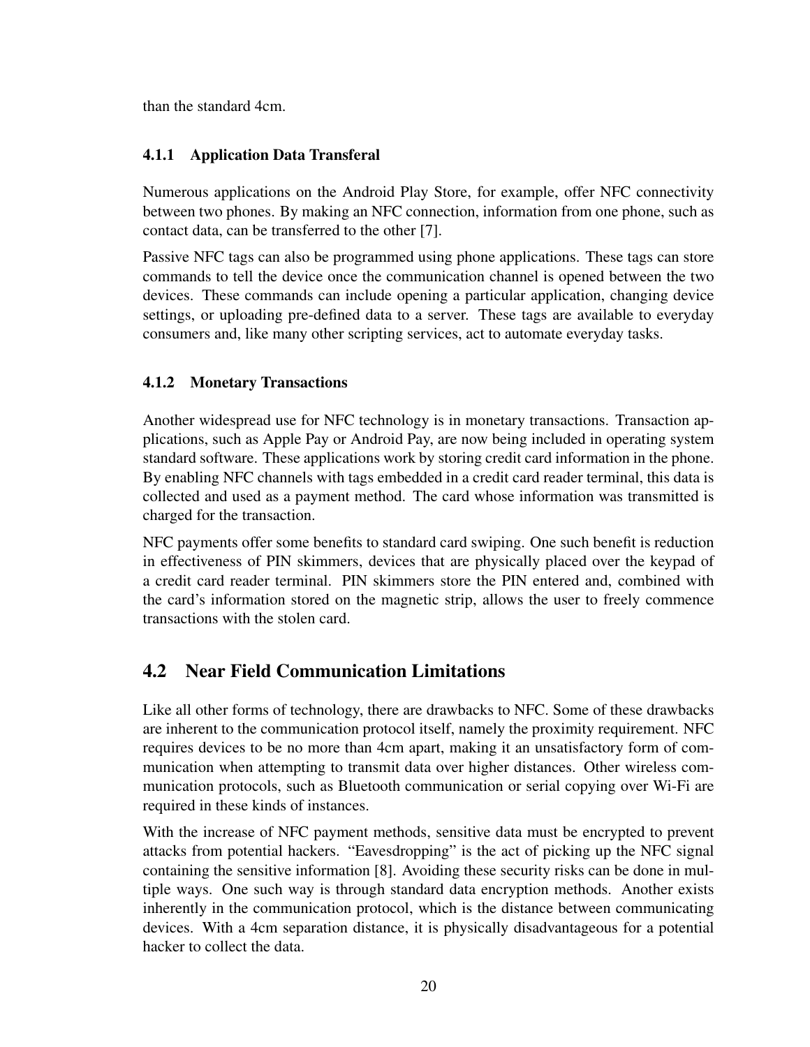than the standard 4cm.

### 4.1.1 Application Data Transferal

Numerous applications on the Android Play Store, for example, offer NFC connectivity between two phones. By making an NFC connection, information from one phone, such as contact data, can be transferred to the other [7].

Passive NFC tags can also be programmed using phone applications. These tags can store commands to tell the device once the communication channel is opened between the two devices. These commands can include opening a particular application, changing device settings, or uploading pre-defined data to a server. These tags are available to everyday consumers and, like many other scripting services, act to automate everyday tasks.

### 4.1.2 Monetary Transactions

Another widespread use for NFC technology is in monetary transactions. Transaction applications, such as Apple Pay or Android Pay, are now being included in operating system standard software. These applications work by storing credit card information in the phone. By enabling NFC channels with tags embedded in a credit card reader terminal, this data is collected and used as a payment method. The card whose information was transmitted is charged for the transaction.

NFC payments offer some benefits to standard card swiping. One such benefit is reduction in effectiveness of PIN skimmers, devices that are physically placed over the keypad of a credit card reader terminal. PIN skimmers store the PIN entered and, combined with the card's information stored on the magnetic strip, allows the user to freely commence transactions with the stolen card.

## 4.2 Near Field Communication Limitations

Like all other forms of technology, there are drawbacks to NFC. Some of these drawbacks are inherent to the communication protocol itself, namely the proximity requirement. NFC requires devices to be no more than 4cm apart, making it an unsatisfactory form of communication when attempting to transmit data over higher distances. Other wireless communication protocols, such as Bluetooth communication or serial copying over Wi-Fi are required in these kinds of instances.

With the increase of NFC payment methods, sensitive data must be encrypted to prevent attacks from potential hackers. "Eavesdropping" is the act of picking up the NFC signal containing the sensitive information [8]. Avoiding these security risks can be done in multiple ways. One such way is through standard data encryption methods. Another exists inherently in the communication protocol, which is the distance between communicating devices. With a 4cm separation distance, it is physically disadvantageous for a potential hacker to collect the data.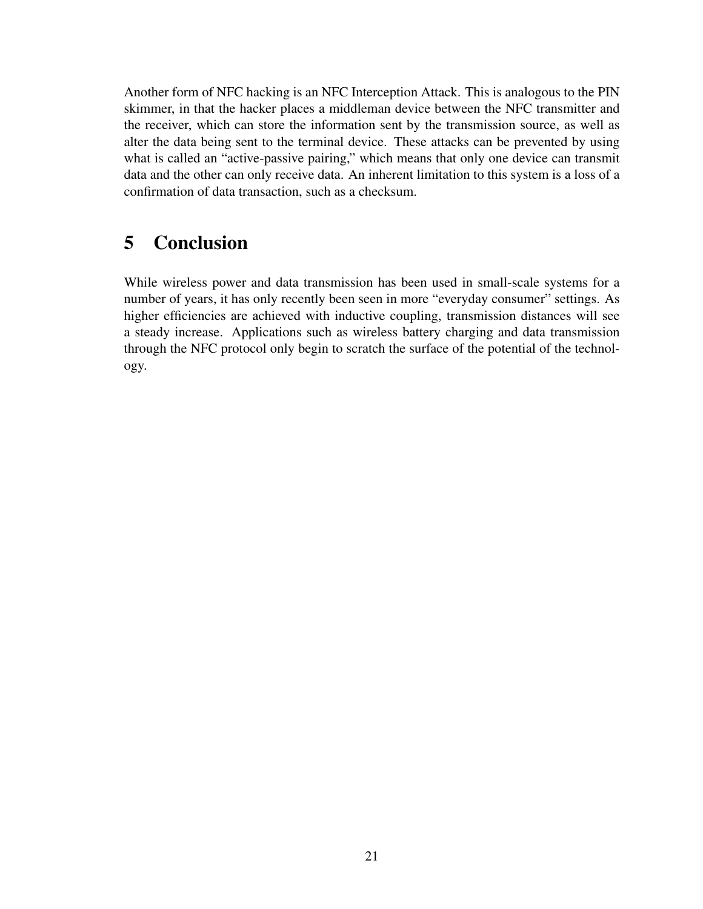Another form of NFC hacking is an NFC Interception Attack. This is analogous to the PIN skimmer, in that the hacker places a middleman device between the NFC transmitter and the receiver, which can store the information sent by the transmission source, as well as alter the data being sent to the terminal device. These attacks can be prevented by using what is called an "active-passive pairing," which means that only one device can transmit data and the other can only receive data. An inherent limitation to this system is a loss of a confirmation of data transaction, such as a checksum.

# 5 Conclusion

While wireless power and data transmission has been used in small-scale systems for a number of years, it has only recently been seen in more "everyday consumer" settings. As higher efficiencies are achieved with inductive coupling, transmission distances will see a steady increase. Applications such as wireless battery charging and data transmission through the NFC protocol only begin to scratch the surface of the potential of the technology.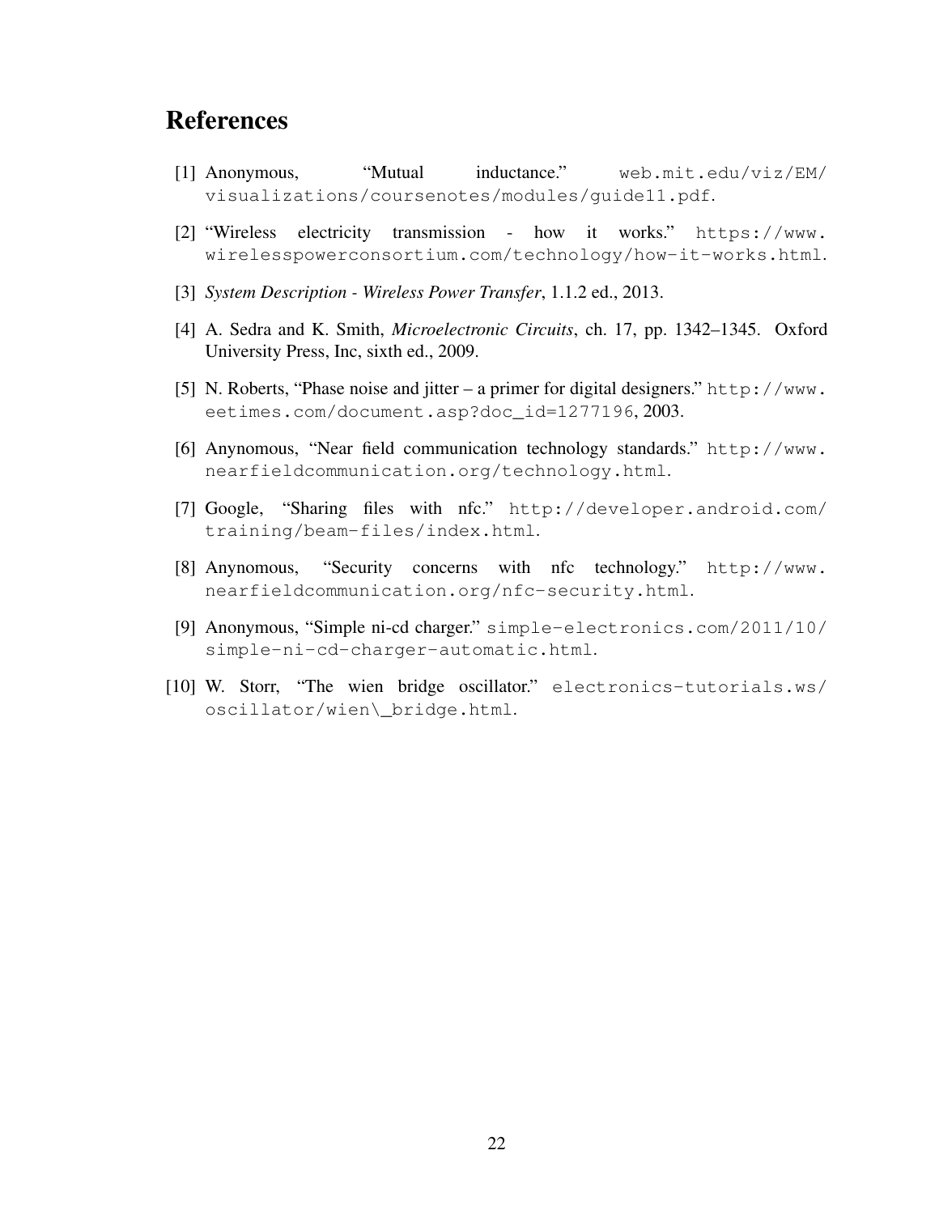## References

[1] Anonymous, "Mutual inductance." `web.mit.edu/viz/EM/visualizations/coursenotes/modules/guide11.pdf`.

[2] "Wireless electricity transmission - how it works." `https://www.wirelesspowerconsortium.com/technology/how-it-works.html`.

[3] *System Description - Wireless Power Transfer*, 1.1.2 ed., 2013.

[4] A. Sedra and K. Smith, *Microelectronic Circuits*, ch. 17, pp. 1342–1345. Oxford University Press, Inc, sixth ed., 2009.

[5] N. Roberts, "Phase noise and jitter – a primer for digital designers." `http://www.eetimes.com/document.asp?doc_id=1277196`, 2003.

[6] Anynomous, "Near field communication technology standards." `http://www.nearfieldcommunication.org/technology.html`.

[7] Google, "Sharing files with nfc." `http://developer.android.com/training/beam-files/index.html`.

[8] Anynomous, "Security concerns with nfc technology." `http://www.nearfieldcommunication.org/nfc-security.html`.

[9] Anonymous, "Simple ni-cd charger." `simple-electronics.com/2011/10/simple-ni-cd-charger-automatic.html`.

[10] W. Storr, "The wien bridge oscillator." `electronics-tutorials.ws/oscillator/wien\_bridge.html`.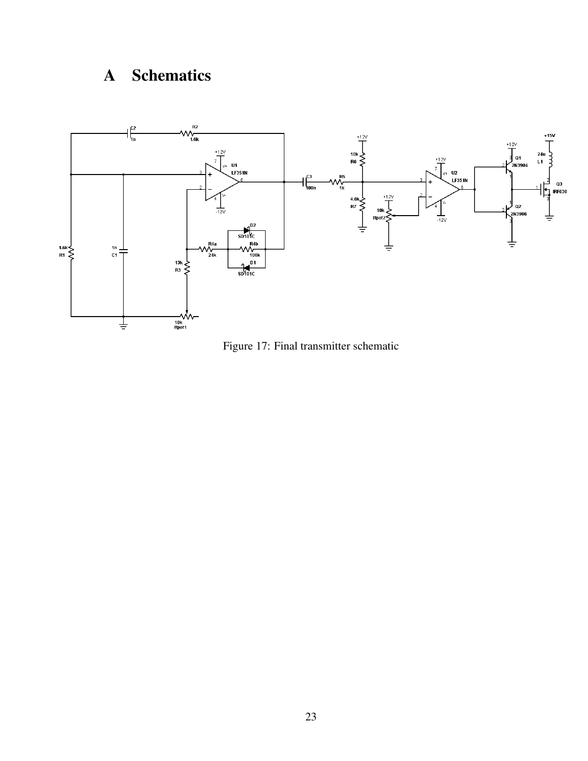# A Schematics

Figure 17: Final transmitter schematic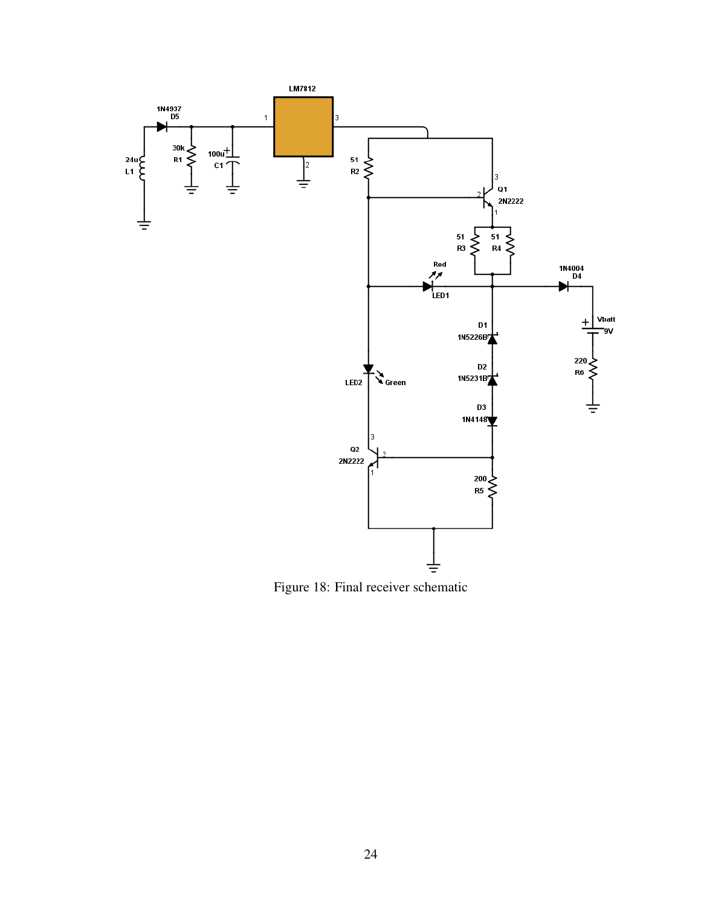Figure 18: Final receiver schematic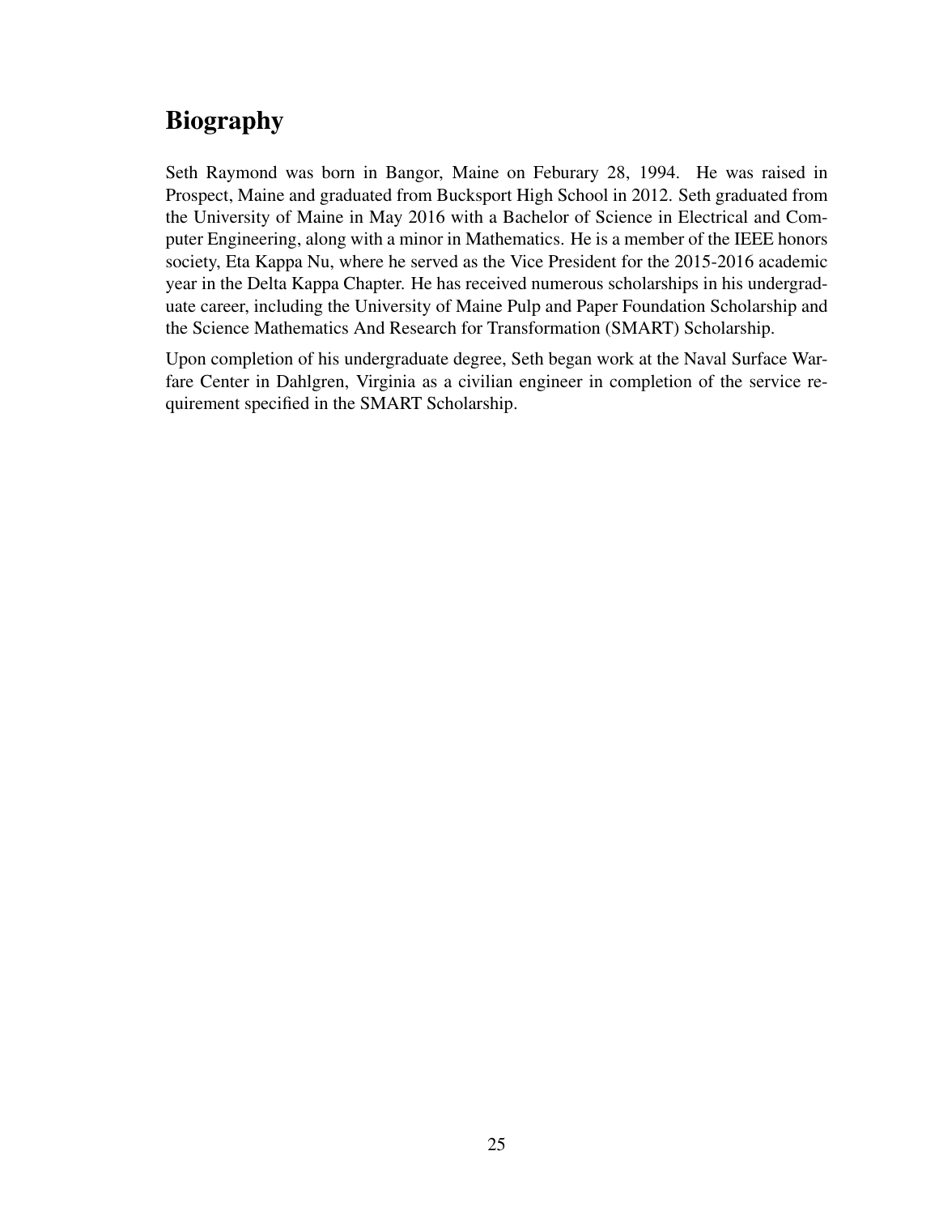# Biography

Seth Raymond was born in Bangor, Maine on Feburary 28, 1994. He was raised in Prospect, Maine and graduated from Bucksport High School in 2012. Seth graduated from the University of Maine in May 2016 with a Bachelor of Science in Electrical and Computer Engineering, along with a minor in Mathematics. He is a member of the IEEE honors society, Eta Kappa Nu, where he served as the Vice President for the 2015-2016 academic year in the Delta Kappa Chapter. He has received numerous scholarships in his undergraduate career, including the University of Maine Pulp and Paper Foundation Scholarship and the Science Mathematics And Research for Transformation (SMART) Scholarship.

Upon completion of his undergraduate degree, Seth began work at the Naval Surface Warfare Center in Dahlgren, Virginia as a civilian engineer in completion of the service requirement specified in the SMART Scholarship.